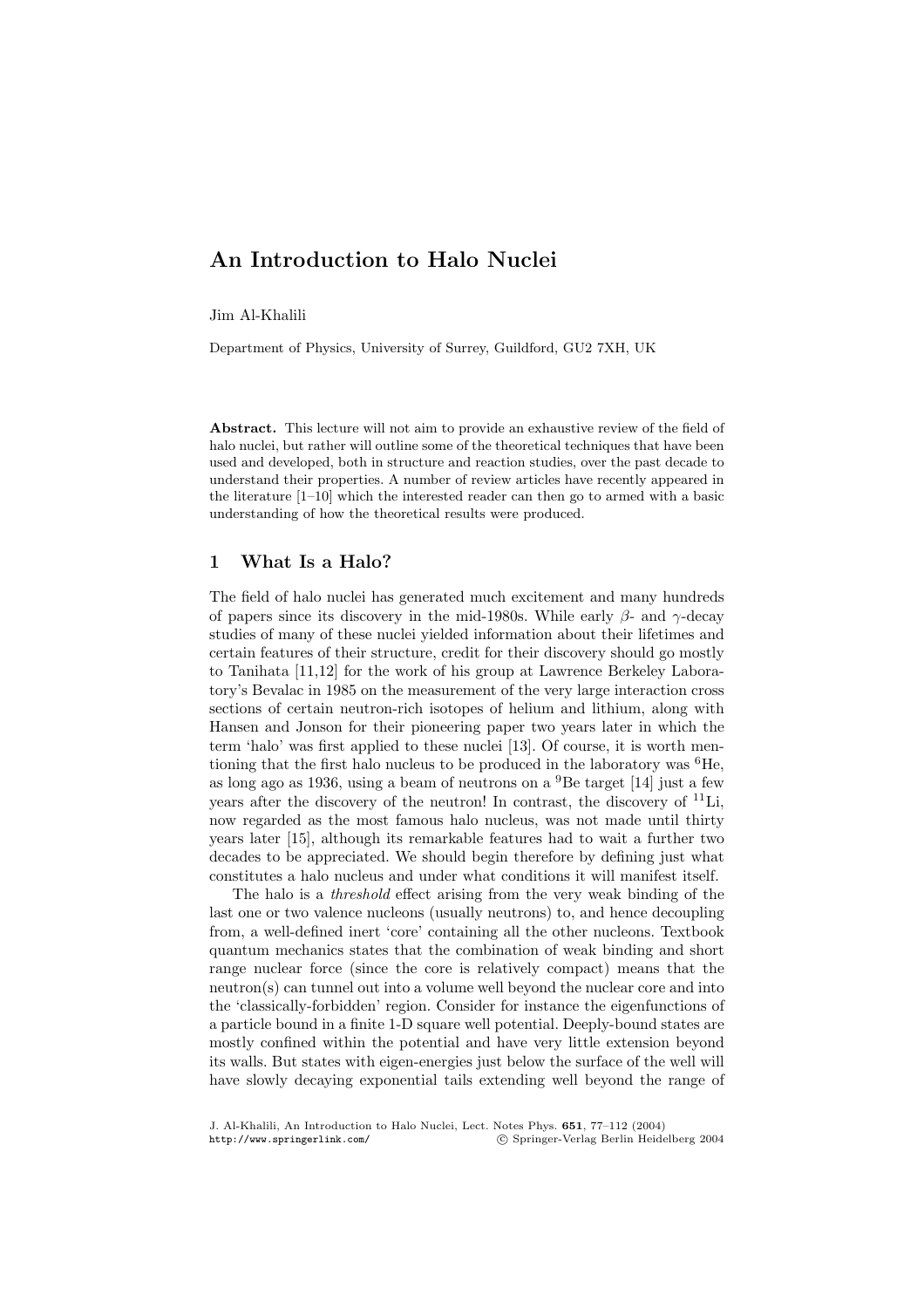# An Introduction to Halo Nuclei

Jim Al-Khalili

Department of Physics, University of Surrey, Guildford, GU2 7XH, UK

**Abstract.** This lecture will not aim to provide an exhaustive review of the field of halo nuclei, but rather will outline some of the theoretical techniques that have been used and developed, both in structure and reaction studies, over the past decade to understand their properties. A number of review articles have recently appeared in the literature [1–10] which the interested reader can then go to armed with a basic understanding of how the theoretical results were produced.

## 1 What Is a Halo?

The field of halo nuclei has generated much excitement and many hundreds of papers since its discovery in the mid-1980s. While early $\beta$- and $\gamma$-decay studies of many of these nuclei yielded information about their lifetimes and certain features of their structure, credit for their discovery should go mostly to Tanihata [11,12] for the work of his group at Lawrence Berkeley Laboratory's Bevalac in 1985 on the measurement of the very large interaction cross sections of certain neutron-rich isotopes of helium and lithium, along with Hansen and Jonson for their pioneering paper two years later in which the term 'halo' was first applied to these nuclei [13]. Of course, it is worth mentioning that the first halo nucleus to be produced in the laboratory was $^{6}$He, as long ago as 1936, using a beam of neutrons on a $^{9}$Be target [14] just a few years after the discovery of the neutron! In contrast, the discovery of $^{11}$Li, now regarded as the most famous halo nucleus, was not made until thirty years later [15], although its remarkable features had to wait a further two decades to be appreciated. We should begin therefore by defining just what constitutes a halo nucleus and under what conditions it will manifest itself.

The halo is a *threshold* effect arising from the very weak binding of the last one or two valence nucleons (usually neutrons) to, and hence decoupling from, a well-defined inert 'core' containing all the other nucleons. Textbook quantum mechanics states that the combination of weak binding and short range nuclear force (since the core is relatively compact) means that the neutron(s) can tunnel out into a volume well beyond the nuclear core and into the 'classically-forbidden' region. Consider for instance the eigenfunctions of a particle bound in a finite 1-D square well potential. Deeply-bound states are mostly confined within the potential and have very little extension beyond its walls. But states with eigen-energies just below the surface of the well will have slowly decaying exponential tails extending well beyond the range of

J. Al-Khalili, An Introduction to Halo Nuclei, Lect. Notes Phys. **651**, 77–112 (2004)
http://www.springerlink.com/ © Springer-Verlag Berlin Heidelberg 2004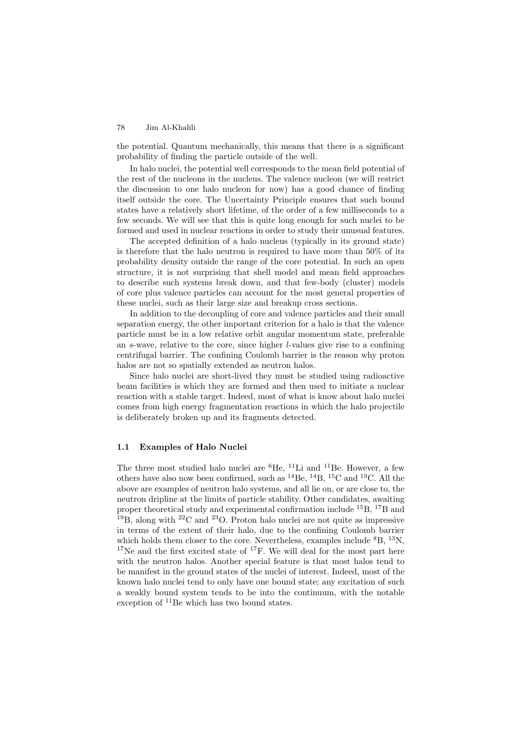the potential. Quantum mechanically, this means that there is a significant probability of finding the particle outside of the well.

In halo nuclei, the potential well corresponds to the mean field potential of the rest of the nucleons in the nucleus. The valence nucleon (we will restrict the discussion to one halo nucleon for now) has a good chance of finding itself outside the core. The Uncertainty Principle ensures that such bound states have a relatively short lifetime, of the order of a few milliseconds to a few seconds. We will see that this is quite long enough for such nuclei to be formed and used in nuclear reactions in order to study their unusual features.

The accepted definition of a halo nucleus (typically in its ground state) is therefore that the halo neutron is required to have more than 50% of its probability density outside the range of the core potential. In such an open structure, it is not surprising that shell model and mean field approaches to describe such systems break down, and that few-body (cluster) models of core plus valence particles can account for the most general properties of these nuclei, such as their large size and breakup cross sections.

In addition to the decoupling of core and valence particles and their small separation energy, the other important criterion for a halo is that the valence particle must be in a low relative orbit angular momentum state, preferable an *s*-wave, relative to the core, since higher *l*-values give rise to a confining centrifugal barrier. The confining Coulomb barrier is the reason why proton halos are not so spatially extended as neutron halos.

Since halo nuclei are short-lived they must be studied using radioactive beam facilities is which they are formed and then used to initiate a nuclear reaction with a stable target. Indeed, most of what is know about halo nuclei comes from high energy fragmentation reactions in which the halo projectile is deliberately broken up and its fragments detected.

### 1.1 Examples of Halo Nuclei

The three most studied halo nuclei are $^{6}$He, $^{11}$Li and $^{11}$Be. However, a few others have also now been confirmed, such as $^{14}$Be, $^{14}$B, $^{15}$C and $^{19}$C. All the above are examples of neutron halo systems, and all lie on, or are close to, the neutron dripline at the limits of particle stability. Other candidates, awaiting proper theoretical study and experimental confirmation include $^{15}$B, $^{17}$B and $^{19}$B, along with $^{22}$C and $^{23}$O. Proton halo nuclei are not quite as impressive in terms of the extent of their halo, due to the confining Coulomb barrier which holds them closer to the core. Nevertheless, examples include $^{8}$B, $^{13}$N, $^{17}$Ne and the first excited state of $^{17}$F. We will deal for the most part here with the neutron halos. Another special feature is that most halos tend to be manifest in the ground states of the nuclei of interest. Indeed, most of the known halo nuclei tend to only have one bound state; any excitation of such a weakly bound system tends to be into the continuum, with the notable exception of $^{11}$Be which has two bound states.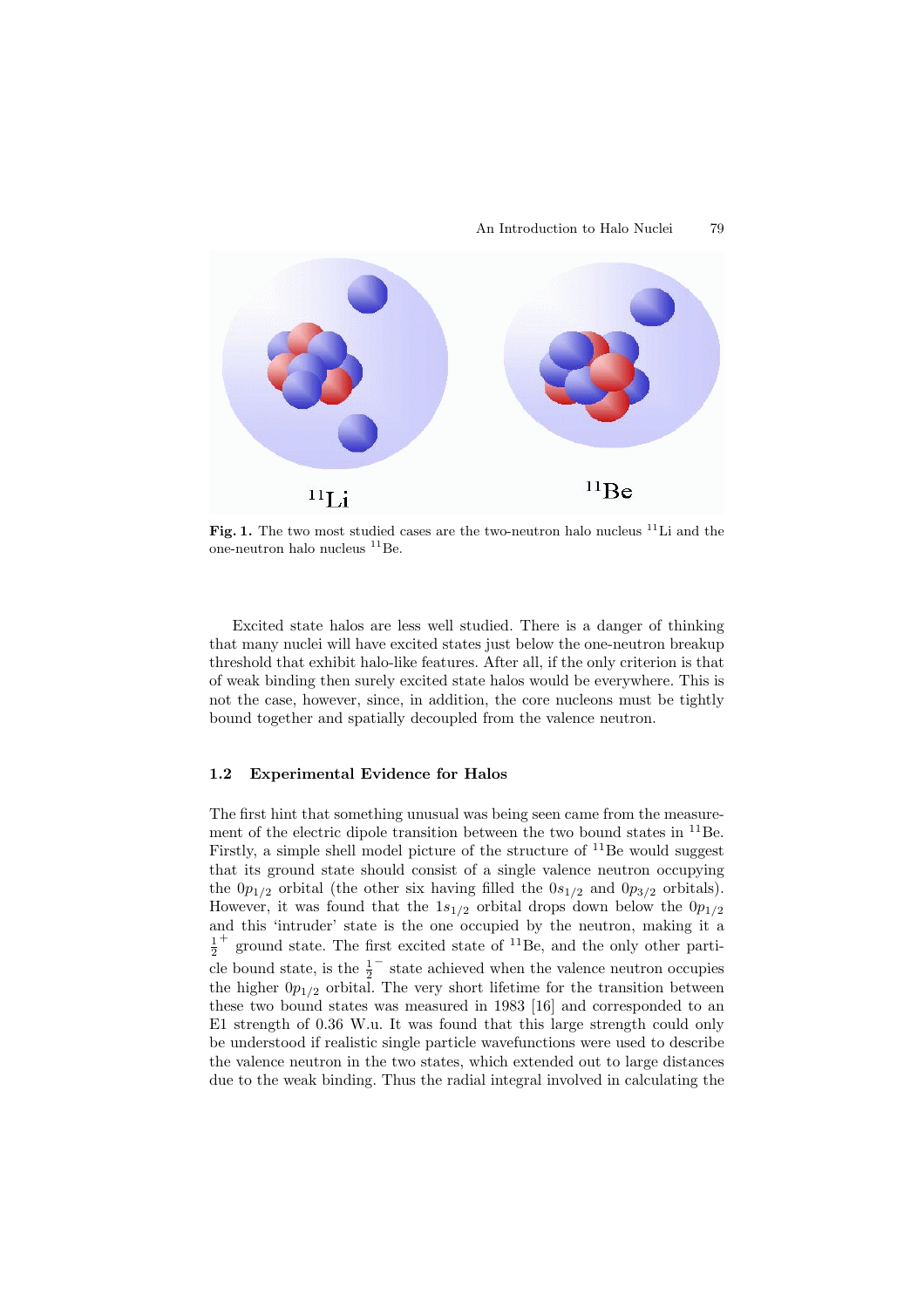Fig. 1. The two most studied cases are the two-neutron halo nucleus $^{11}$Li and the one-neutron halo nucleus $^{11}$Be.

Excited state halos are less well studied. There is a danger of thinking that many nuclei will have excited states just below the one-neutron breakup threshold that exhibit halo-like features. After all, if the only criterion is that of weak binding then surely excited state halos would be everywhere. This is not the case, however, since, in addition, the core nucleons must be tightly bound together and spatially decoupled from the valence neutron.

### 1.2 Experimental Evidence for Halos

The first hint that something unusual was being seen came from the measurement of the electric dipole transition between the two bound states in $^{11}$Be. Firstly, a simple shell model picture of the structure of $^{11}$Be would suggest that its ground state should consist of a single valence neutron occupying the $0p_{1/2}$ orbital (the other six having filled the $0s_{1/2}$ and $0p_{3/2}$ orbitals). However, it was found that the $1s_{1/2}$ orbital drops down below the $0p_{1/2}$ and this 'intruder' state is the one occupied by the neutron, making it a $\frac{1}{2}^+$ ground state. The first excited state of $^{11}$Be, and the only other particle bound state, is the $\frac{1}{2}^-$ state achieved when the valence neutron occupies the higher $0p_{1/2}$ orbital. The very short lifetime for the transition between these two bound states was measured in 1983 [16] and corresponded to an E1 strength of 0.36 W.u. It was found that this large strength could only be understood if realistic single particle wavefunctions were used to describe the valence neutron in the two states, which extended out to large distances due to the weak binding. Thus the radial integral involved in calculating the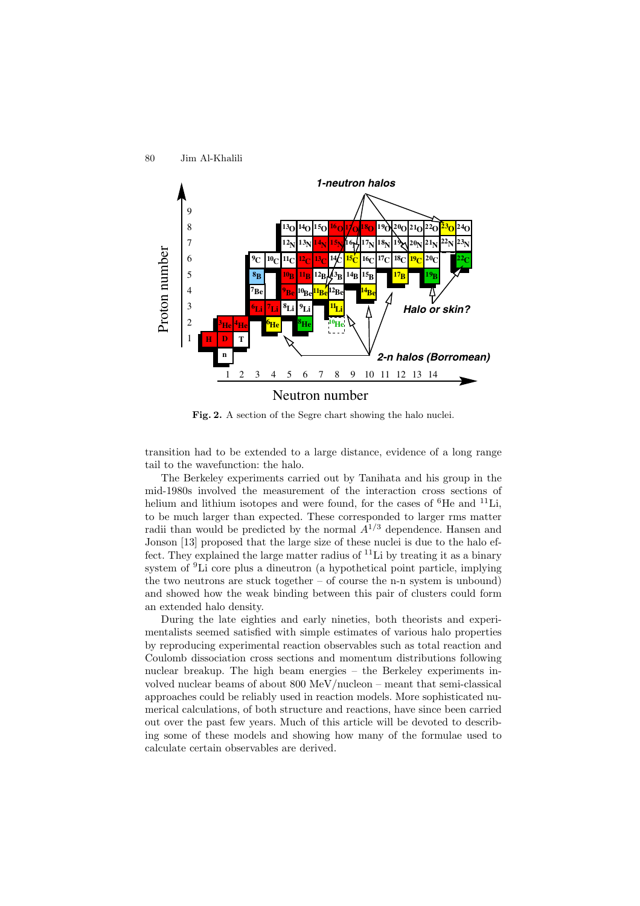**Fig. 2.** A section of the Segre chart showing the halo nuclei.

transition had to be extended to a large distance, evidence of a long range tail to the wavefunction: the halo.

The Berkeley experiments carried out by Tanihata and his group in the mid-1980s involved the measurement of the interaction cross sections of helium and lithium isotopes and were found, for the cases of $^6$He and $^{11}$Li, to be much larger than expected. These corresponded to larger rms matter radii than would be predicted by the normal $A^{1/3}$ dependence. Hansen and Jonson [13] proposed that the large size of these nuclei is due to the halo effect. They explained the large matter radius of $^{11}$Li by treating it as a binary system of $^9$Li core plus a dineutron (a hypothetical point particle, implying the two neutrons are stuck together – of course the n-n system is unbound) and showed how the weak binding between this pair of clusters could form an extended halo density.

During the late eighties and early nineties, both theorists and experimentalists seemed satisfied with simple estimates of various halo properties by reproducing experimental reaction observables such as total reaction and Coulomb dissociation cross sections and momentum distributions following nuclear breakup. The high beam energies – the Berkeley experiments involved nuclear beams of about 800 MeV/nucleon – meant that semi-classical approaches could be reliably used in reaction models. More sophisticated numerical calculations, of both structure and reactions, have since been carried out over the past few years. Much of this article will be devoted to describing some of these models and showing how many of the formulae used to calculate certain observables are derived.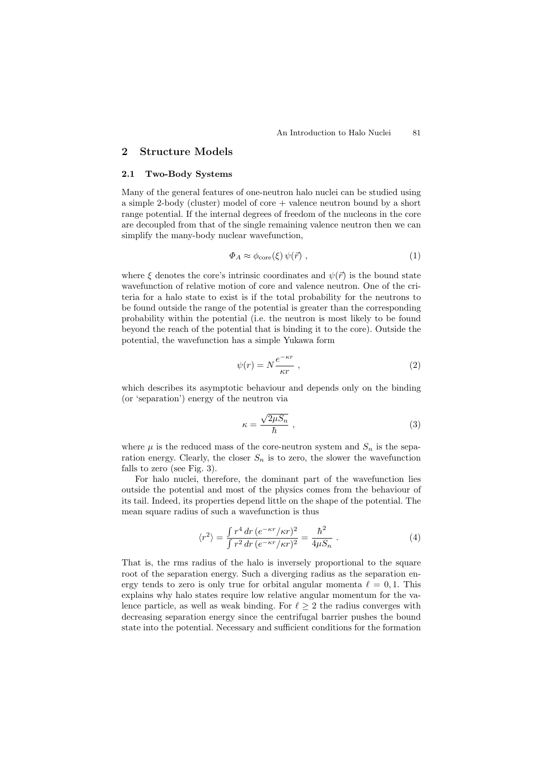## 2 Structure Models

### 2.1 Two-Body Systems

Many of the general features of one-neutron halo nuclei can be studied using a simple 2-body (cluster) model of core + valence neutron bound by a short range potential. If the internal degrees of freedom of the nucleons in the core are decoupled from that of the single remaining valence neutron then we can simplify the many-body nuclear wavefunction,

$$\Phi_A \approx \phi_{\text{core}}(\xi)\, \psi(\vec{r}) \;, \tag{1}$$

where $\xi$ denotes the core's intrinsic coordinates and $\psi(\vec{r})$ is the bound state wavefunction of relative motion of core and valence neutron. One of the criteria for a halo state to exist is if the total probability for the neutrons to be found outside the range of the potential is greater than the corresponding probability within the potential (i.e. the neutron is most likely to be found beyond the reach of the potential that is binding it to the core). Outside the potential, the wavefunction has a simple Yukawa form

$$\psi(r) = N \frac{e^{-\kappa r}}{\kappa r} \;, \tag{2}$$

which describes its asymptotic behaviour and depends only on the binding (or 'separation') energy of the neutron via

$$\kappa = \frac{\sqrt{2\mu S_n}}{\hbar} \;, \tag{3}$$

where $\mu$ is the reduced mass of the core-neutron system and $S_n$ is the separation energy. Clearly, the closer $S_n$ is to zero, the slower the wavefunction falls to zero (see Fig. 3).

For halo nuclei, therefore, the dominant part of the wavefunction lies outside the potential and most of the physics comes from the behaviour of its tail. Indeed, its properties depend little on the shape of the potential. The mean square radius of such a wavefunction is thus

$$\langle r^2 \rangle = \frac{\int r^4\, dr\, (e^{-\kappa r}/\kappa r)^2}{\int r^2\, dr\, (e^{-\kappa r}/\kappa r)^2} = \frac{\hbar^2}{4\mu S_n} \;. \tag{4}$$

That is, the rms radius of the halo is inversely proportional to the square root of the separation energy. Such a diverging radius as the separation energy tends to zero is only true for orbital angular momenta $\ell = 0, 1$. This explains why halo states require low relative angular momentum for the valence particle, as well as weak binding. For $\ell \geq 2$ the radius converges with decreasing separation energy since the centrifugal barrier pushes the bound state into the potential. Necessary and sufficient conditions for the formation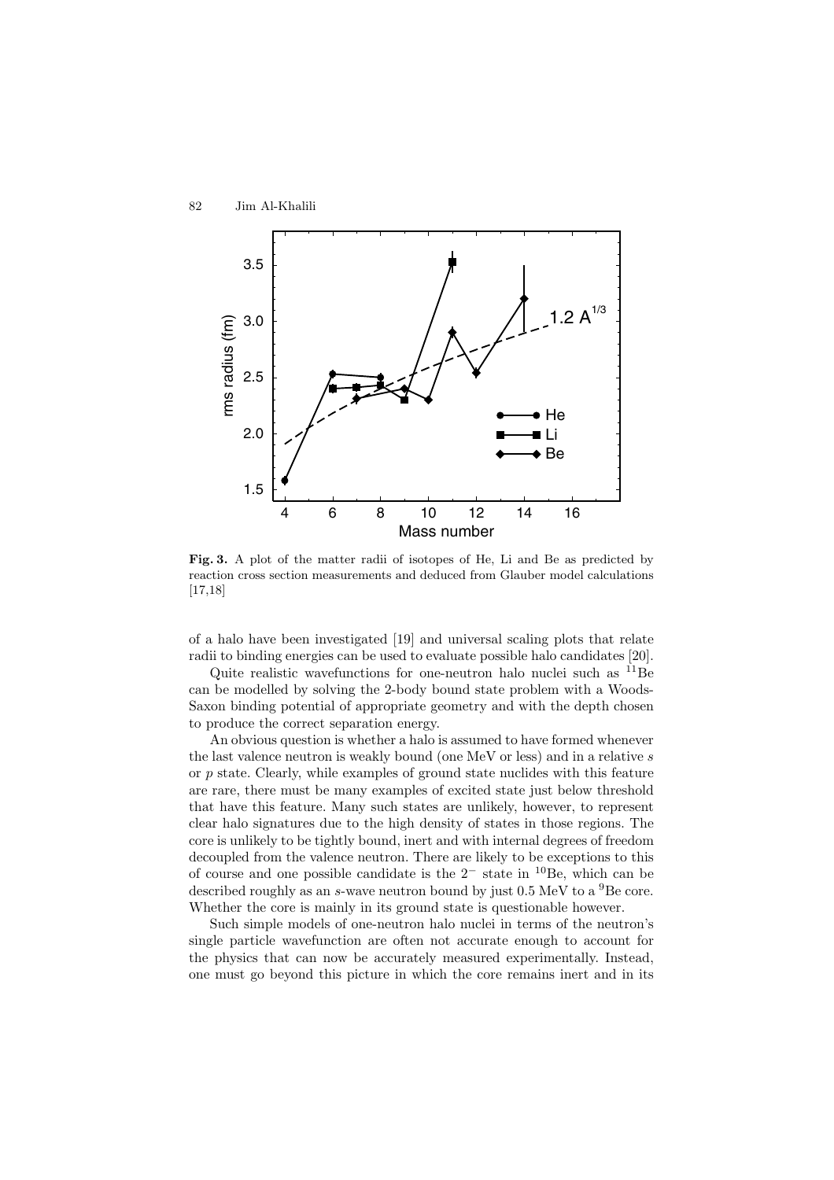**Fig. 3.** A plot of the matter radii of isotopes of He, Li and Be as predicted by reaction cross section measurements and deduced from Glauber model calculations [17,18]

of a halo have been investigated [19] and universal scaling plots that relate radii to binding energies can be used to evaluate possible halo candidates [20].

Quite realistic wavefunctions for one-neutron halo nuclei such as $^{11}$Be can be modelled by solving the 2-body bound state problem with a Woods-Saxon binding potential of appropriate geometry and with the depth chosen to produce the correct separation energy.

An obvious question is whether a halo is assumed to have formed whenever the last valence neutron is weakly bound (one MeV or less) and in a relative $s$ or $p$ state. Clearly, while examples of ground state nuclides with this feature are rare, there must be many examples of excited state just below threshold that have this feature. Many such states are unlikely, however, to represent clear halo signatures due to the high density of states in those regions. The core is unlikely to be tightly bound, inert and with internal degrees of freedom decoupled from the valence neutron. There are likely to be exceptions to this of course and one possible candidate is the $2^-$ state in $^{10}$Be, which can be described roughly as an $s$-wave neutron bound by just 0.5 MeV to a $^9$Be core. Whether the core is mainly in its ground state is questionable however.

Such simple models of one-neutron halo nuclei in terms of the neutron's single particle wavefunction are often not accurate enough to account for the physics that can now be accurately measured experimentally. Instead, one must go beyond this picture in which the core remains inert and in its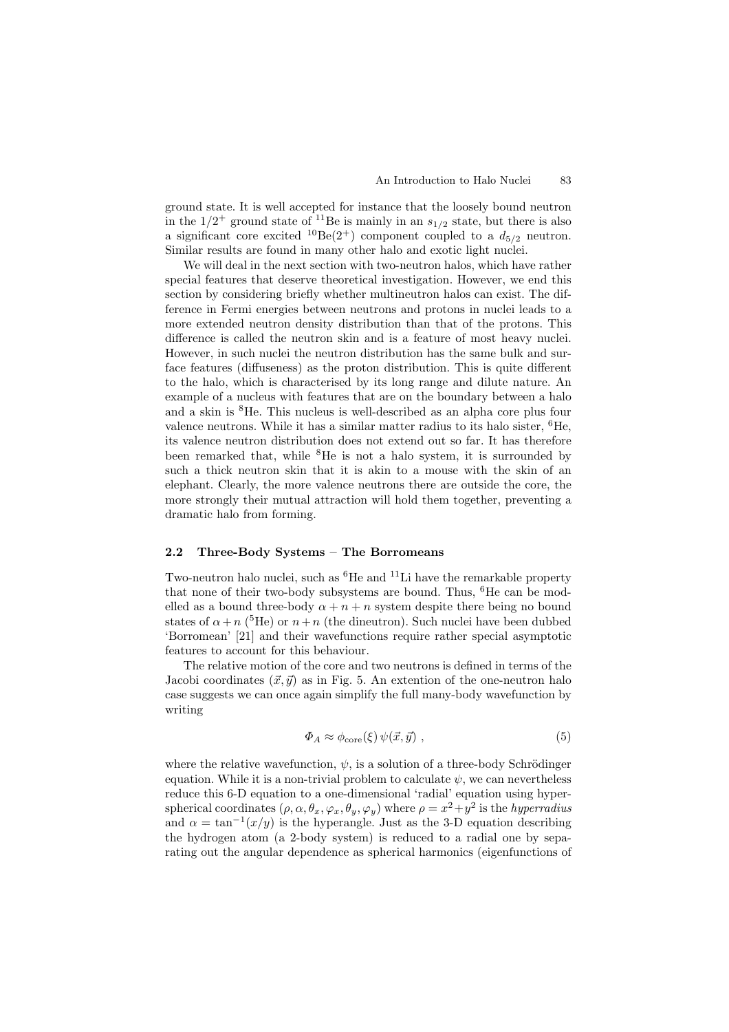ground state. It is well accepted for instance that the loosely bound neutron in the $1/2^+$ ground state of $^{11}$Be is mainly in an $s_{1/2}$ state, but there is also a significant core excited $^{10}$Be($2^+$) component coupled to a $d_{5/2}$ neutron. Similar results are found in many other halo and exotic light nuclei.

We will deal in the next section with two-neutron halos, which have rather special features that deserve theoretical investigation. However, we end this section by considering briefly whether multineutron halos can exist. The difference in Fermi energies between neutrons and protons in nuclei leads to a more extended neutron density distribution than that of the protons. This difference is called the neutron skin and is a feature of most heavy nuclei. However, in such nuclei the neutron distribution has the same bulk and surface features (diffuseness) as the proton distribution. This is quite different to the halo, which is characterised by its long range and dilute nature. An example of a nucleus with features that are on the boundary between a halo and a skin is $^8$He. This nucleus is well-described as an alpha core plus four valence neutrons. While it has a similar matter radius to its halo sister, $^6$He, its valence neutron distribution does not extend out so far. It has therefore been remarked that, while $^8$He is not a halo system, it is surrounded by such a thick neutron skin that it is akin to a mouse with the skin of an elephant. Clearly, the more valence neutrons there are outside the core, the more strongly their mutual attraction will hold them together, preventing a dramatic halo from forming.

### 2.2 Three-Body Systems – The Borromeans

Two-neutron halo nuclei, such as $^6$He and $^{11}$Li have the remarkable property that none of their two-body subsystems are bound. Thus, $^6$He can be modelled as a bound three-body $\alpha+n+n$ system despite there being no bound states of $\alpha+n$ ($^5$He) or $n+n$ (the dineutron). Such nuclei have been dubbed 'Borromean' [21] and their wavefunctions require rather special asymptotic features to account for this behaviour.

The relative motion of the core and two neutrons is defined in terms of the Jacobi coordinates $(\vec{x},\vec{y})$ as in Fig. 5. An extention of the one-neutron halo case suggests we can once again simplify the full many-body wavefunction by writing

$$\Phi_A \approx \phi_{\rm core}(\xi)\,\psi(\vec{x},\vec{y})\ , \tag{5}$$

where the relative wavefunction, $\psi$, is a solution of a three-body Schrödinger equation. While it is a non-trivial problem to calculate $\psi$, we can nevertheless reduce this 6-D equation to a one-dimensional 'radial' equation using hyperspherical coordinates $(\rho,\alpha,\theta_x,\varphi_x,\theta_y,\varphi_y)$ where $\rho = x^2+y^2$ is the *hyperradius* and $\alpha = \tan^{-1}(x/y)$ is the hyperangle. Just as the 3-D equation describing the hydrogen atom (a 2-body system) is reduced to a radial one by separating out the angular dependence as spherical harmonics (eigenfunctions of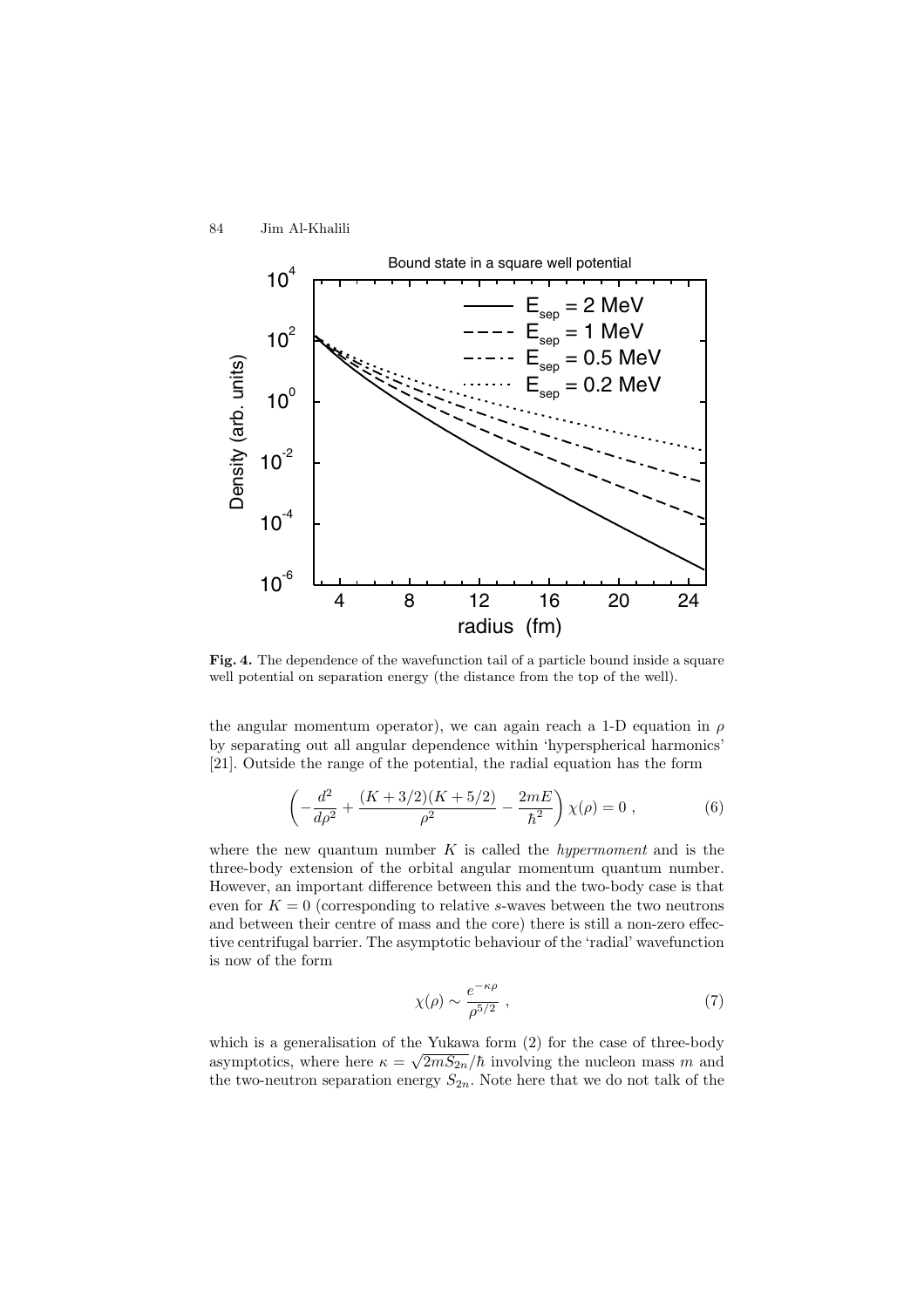**Fig. 4.** The dependence of the wavefunction tail of a particle bound inside a square well potential on separation energy (the distance from the top of the well).

the angular momentum operator), we can again reach a 1-D equation in $\rho$ by separating out all angular dependence within 'hyperspherical harmonics' [21]. Outside the range of the potential, the radial equation has the form

$$\left( -\frac{d^2}{d\rho^2} + \frac{(K+3/2)(K+5/2)}{\rho^2} - \frac{2mE}{\hbar^2} \right) \chi(\rho) = 0 \,, \tag{6}$$

where the new quantum number $K$ is called the *hypermoment* and is the three-body extension of the orbital angular momentum quantum number. However, an important difference between this and the two-body case is that even for $K = 0$ (corresponding to relative $s$-waves between the two neutrons and between their centre of mass and the core) there is still a non-zero effective centrifugal barrier. The asymptotic behaviour of the 'radial' wavefunction is now of the form

$$\chi(\rho) \sim \frac{e^{-\kappa\rho}}{\rho^{5/2}} \,, \tag{7}$$

which is a generalisation of the Yukawa form (2) for the case of three-body asymptotics, where here $\kappa = \sqrt{2mS_{2n}}/\hbar$ involving the nucleon mass $m$ and the two-neutron separation energy $S_{2n}$. Note here that we do not talk of the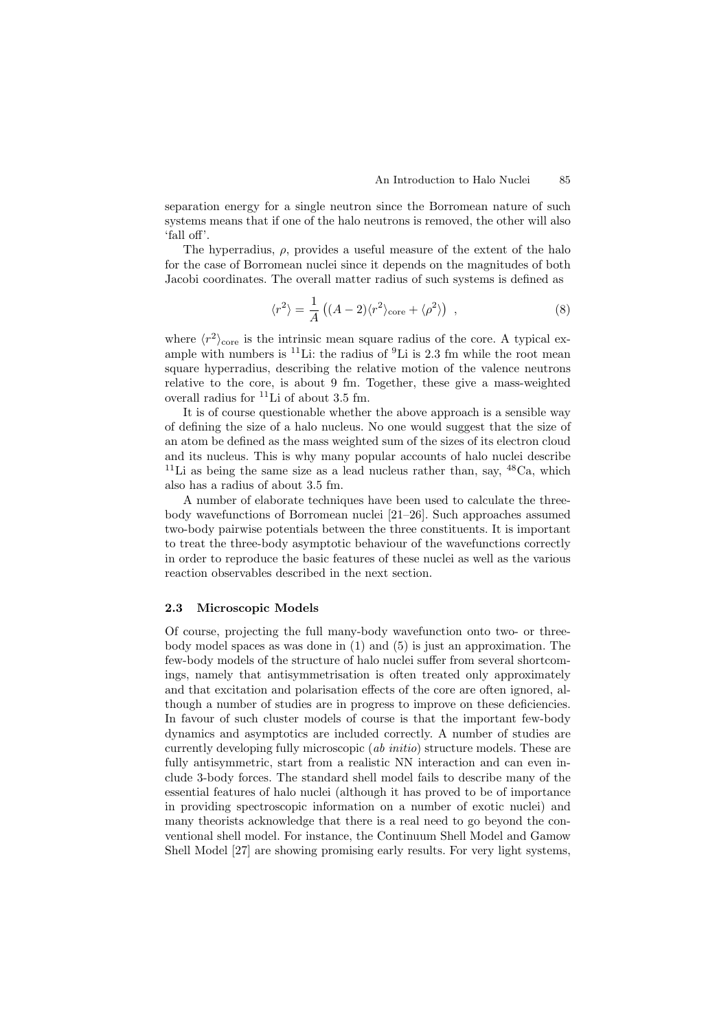separation energy for a single neutron since the Borromean nature of such systems means that if one of the halo neutrons is removed, the other will also 'fall off'.

The hyperradius, $\rho$, provides a useful measure of the extent of the halo for the case of Borromean nuclei since it depends on the magnitudes of both Jacobi coordinates. The overall matter radius of such systems is defined as

$$\langle r^2 \rangle = \frac{1}{A} \left( (A-2) \langle r^2 \rangle_{\text{core}} + \langle \rho^2 \rangle \right) \ , \tag{8}$$

where $\langle r^2 \rangle_{\text{core}}$ is the intrinsic mean square radius of the core. A typical example with numbers is $^{11}$Li: the radius of $^{9}$Li is 2.3 fm while the root mean square hyperradius, describing the relative motion of the valence neutrons relative to the core, is about 9 fm. Together, these give a mass-weighted overall radius for $^{11}$Li of about 3.5 fm.

It is of course questionable whether the above approach is a sensible way of defining the size of a halo nucleus. No one would suggest that the size of an atom be defined as the mass weighted sum of the sizes of its electron cloud and its nucleus. This is why many popular accounts of halo nuclei describe $^{11}$Li as being the same size as a lead nucleus rather than, say, $^{48}$Ca, which also has a radius of about 3.5 fm.

A number of elaborate techniques have been used to calculate the three-body wavefunctions of Borromean nuclei [21–26]. Such approaches assumed two-body pairwise potentials between the three constituents. It is important to treat the three-body asymptotic behaviour of the wavefunctions correctly in order to reproduce the basic features of these nuclei as well as the various reaction observables described in the next section.

### 2.3 Microscopic Models

Of course, projecting the full many-body wavefunction onto two- or three-body model spaces as was done in (1) and (5) is just an approximation. The few-body models of the structure of halo nuclei suffer from several shortcomings, namely that antisymmetrisation is often treated only approximately and that excitation and polarisation effects of the core are often ignored, although a number of studies are in progress to improve on these deficiencies. In favour of such cluster models of course is that the important few-body dynamics and asymptotics are included correctly. A number of studies are currently developing fully microscopic (*ab initio*) structure models. These are fully antisymmetric, start from a realistic NN interaction and can even include 3-body forces. The standard shell model fails to describe many of the essential features of halo nuclei (although it has proved to be of importance in providing spectroscopic information on a number of exotic nuclei) and many theorists acknowledge that there is a real need to go beyond the conventional shell model. For instance, the Continuum Shell Model and Gamow Shell Model [27] are showing promising early results. For very light systems,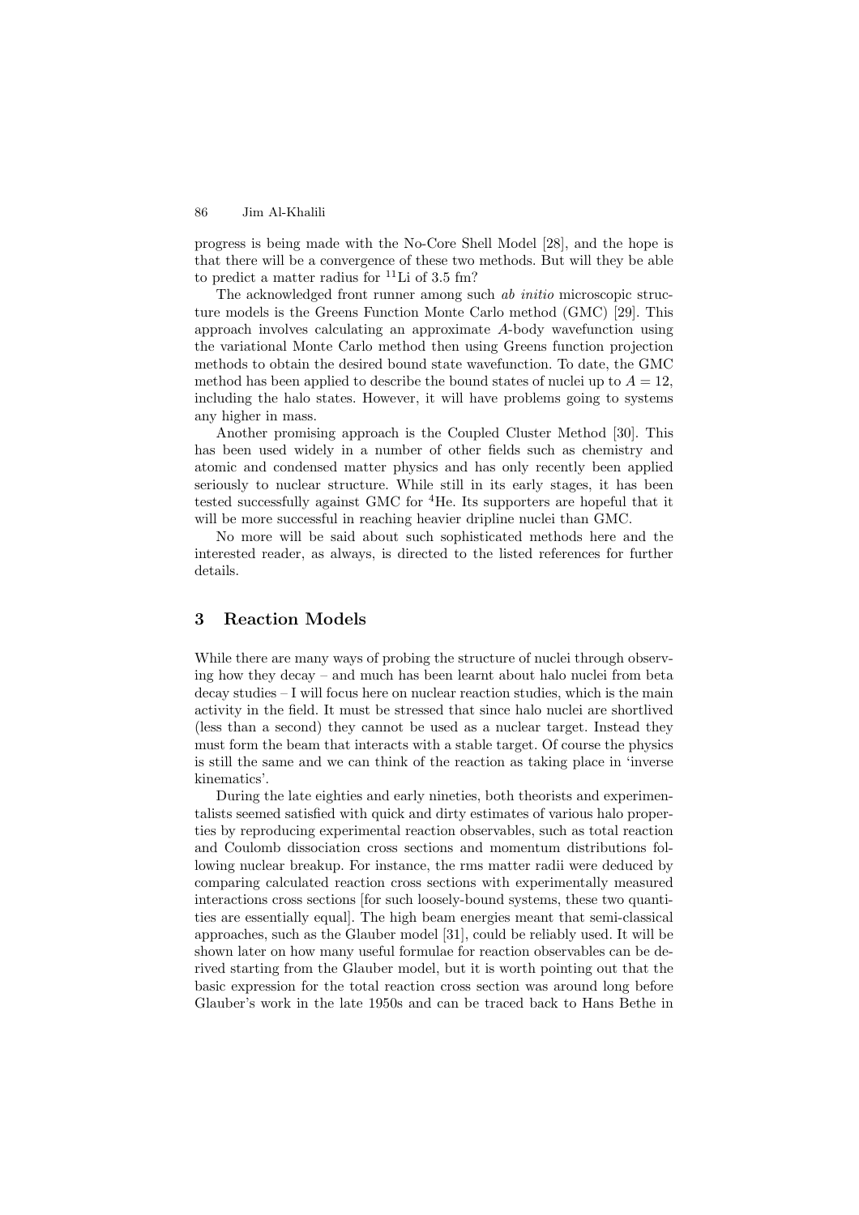progress is being made with the No-Core Shell Model [28], and the hope is that there will be a convergence of these two methods. But will they be able to predict a matter radius for $^{11}$Li of 3.5 fm?

The acknowledged front runner among such *ab initio* microscopic structure models is the Greens Function Monte Carlo method (GMC) [29]. This approach involves calculating an approximate $A$-body wavefunction using the variational Monte Carlo method then using Greens function projection methods to obtain the desired bound state wavefunction. To date, the GMC method has been applied to describe the bound states of nuclei up to $A = 12$, including the halo states. However, it will have problems going to systems any higher in mass.

Another promising approach is the Coupled Cluster Method [30]. This has been used widely in a number of other fields such as chemistry and atomic and condensed matter physics and has only recently been applied seriously to nuclear structure. While still in its early stages, it has been tested successfully against GMC for $^{4}$He. Its supporters are hopeful that it will be more successful in reaching heavier dripline nuclei than GMC.

No more will be said about such sophisticated methods here and the interested reader, as always, is directed to the listed references for further details.

## 3 Reaction Models

While there are many ways of probing the structure of nuclei through observing how they decay – and much has been learnt about halo nuclei from beta decay studies – I will focus here on nuclear reaction studies, which is the main activity in the field. It must be stressed that since halo nuclei are shortlived (less than a second) they cannot be used as a nuclear target. Instead they must form the beam that interacts with a stable target. Of course the physics is still the same and we can think of the reaction as taking place in 'inverse kinematics'.

During the late eighties and early nineties, both theorists and experimentalists seemed satisfied with quick and dirty estimates of various halo properties by reproducing experimental reaction observables, such as total reaction and Coulomb dissociation cross sections and momentum distributions following nuclear breakup. For instance, the rms matter radii were deduced by comparing calculated reaction cross sections with experimentally measured interactions cross sections [for such loosely-bound systems, these two quantities are essentially equal]. The high beam energies meant that semi-classical approaches, such as the Glauber model [31], could be reliably used. It will be shown later on how many useful formulae for reaction observables can be derived starting from the Glauber model, but it is worth pointing out that the basic expression for the total reaction cross section was around long before Glauber's work in the late 1950s and can be traced back to Hans Bethe in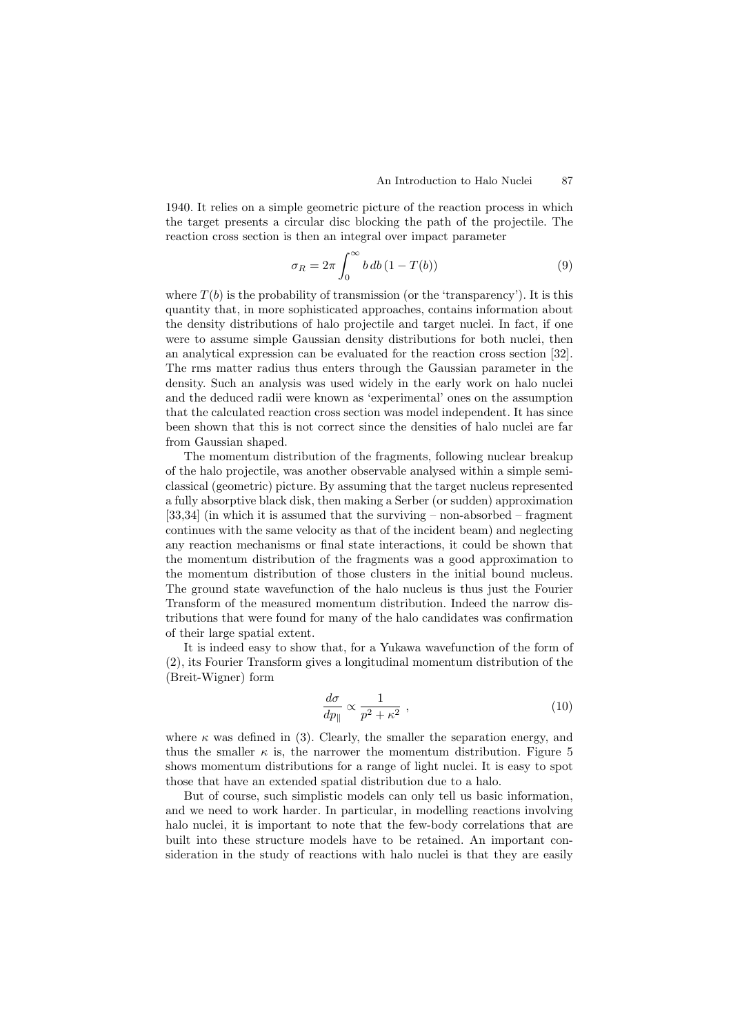1940. It relies on a simple geometric picture of the reaction process in which the target presents a circular disc blocking the path of the projectile. The reaction cross section is then an integral over impact parameter

$$\sigma_R = 2\pi \int_0^\infty b\, db\, (1 - T(b)) \tag{9}$$

where $T(b)$ is the probability of transmission (or the 'transparency'). It is this quantity that, in more sophisticated approaches, contains information about the density distributions of halo projectile and target nuclei. In fact, if one were to assume simple Gaussian density distributions for both nuclei, then an analytical expression can be evaluated for the reaction cross section [32]. The rms matter radius thus enters through the Gaussian parameter in the density. Such an analysis was used widely in the early work on halo nuclei and the deduced radii were known as 'experimental' ones on the assumption that the calculated reaction cross section was model independent. It has since been shown that this is not correct since the densities of halo nuclei are far from Gaussian shaped.

The momentum distribution of the fragments, following nuclear breakup of the halo projectile, was another observable analysed within a simple semi-classical (geometric) picture. By assuming that the target nucleus represented a fully absorptive black disk, then making a Serber (or sudden) approximation [33,34] (in which it is assumed that the surviving – non-absorbed – fragment continues with the same velocity as that of the incident beam) and neglecting any reaction mechanisms or final state interactions, it could be shown that the momentum distribution of the fragments was a good approximation to the momentum distribution of those clusters in the initial bound nucleus. The ground state wavefunction of the halo nucleus is thus just the Fourier Transform of the measured momentum distribution. Indeed the narrow distributions that were found for many of the halo candidates was confirmation of their large spatial extent.

It is indeed easy to show that, for a Yukawa wavefunction of the form of (2), its Fourier Transform gives a longitudinal momentum distribution of the (Breit-Wigner) form

$$\frac{d\sigma}{dp_\parallel} \propto \frac{1}{p^2 + \kappa^2} \ , \tag{10}$$

where $\kappa$ was defined in (3). Clearly, the smaller the separation energy, and thus the smaller $\kappa$ is, the narrower the momentum distribution. Figure 5 shows momentum distributions for a range of light nuclei. It is easy to spot those that have an extended spatial distribution due to a halo.

But of course, such simplistic models can only tell us basic information, and we need to work harder. In particular, in modelling reactions involving halo nuclei, it is important to note that the few-body correlations that are built into these structure models have to be retained. An important consideration in the study of reactions with halo nuclei is that they are easily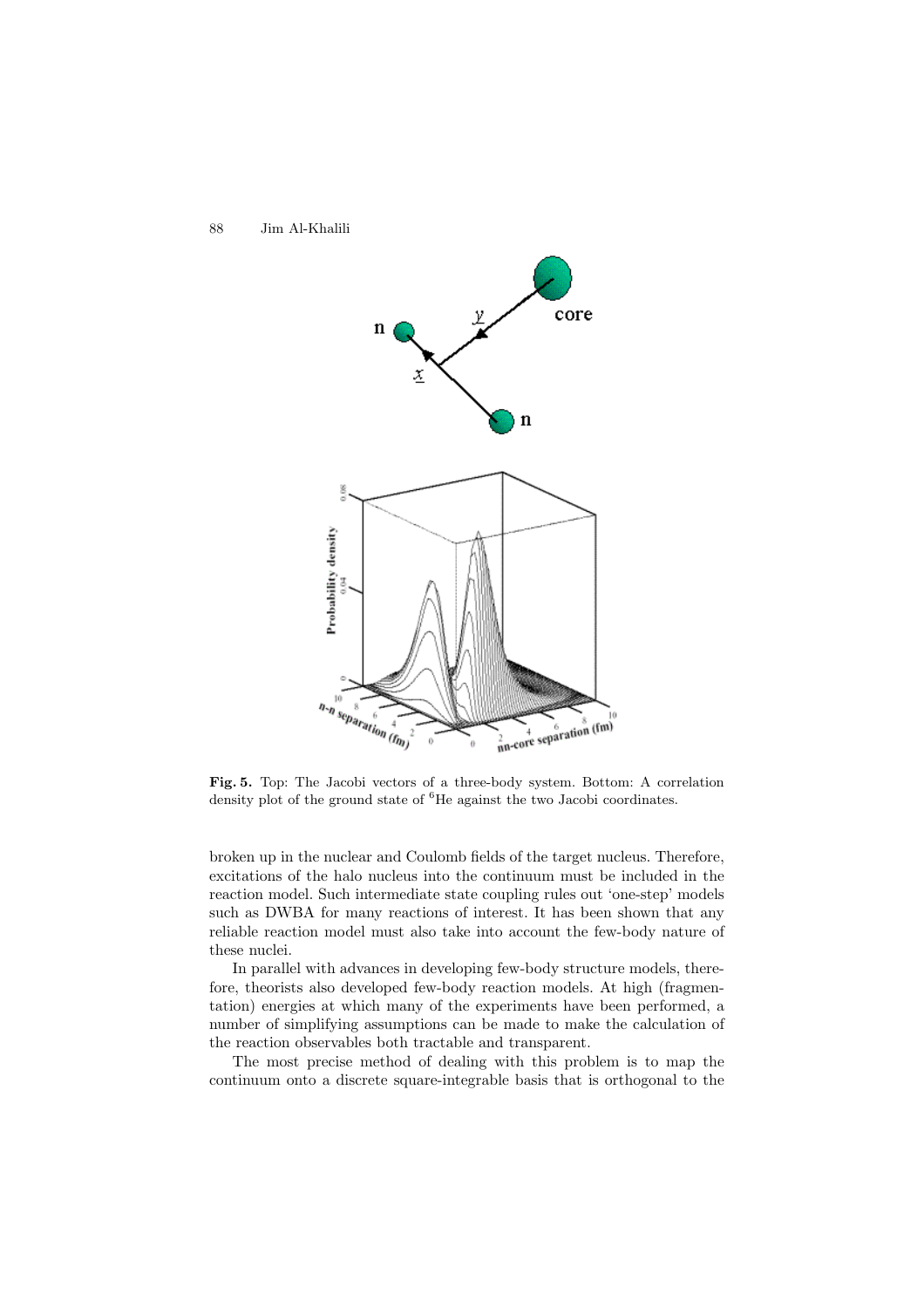**Fig. 5.** Top: The Jacobi vectors of a three-body system. Bottom: A correlation density plot of the ground state of $^6$He against the two Jacobi coordinates.

broken up in the nuclear and Coulomb fields of the target nucleus. Therefore, excitations of the halo nucleus into the continuum must be included in the reaction model. Such intermediate state coupling rules out 'one-step' models such as DWBA for many reactions of interest. It has been shown that any reliable reaction model must also take into account the few-body nature of these nuclei.

In parallel with advances in developing few-body structure models, therefore, theorists also developed few-body reaction models. At high (fragmentation) energies at which many of the experiments have been performed, a number of simplifying assumptions can be made to make the calculation of the reaction observables both tractable and transparent.

The most precise method of dealing with this problem is to map the continuum onto a discrete square-integrable basis that is orthogonal to the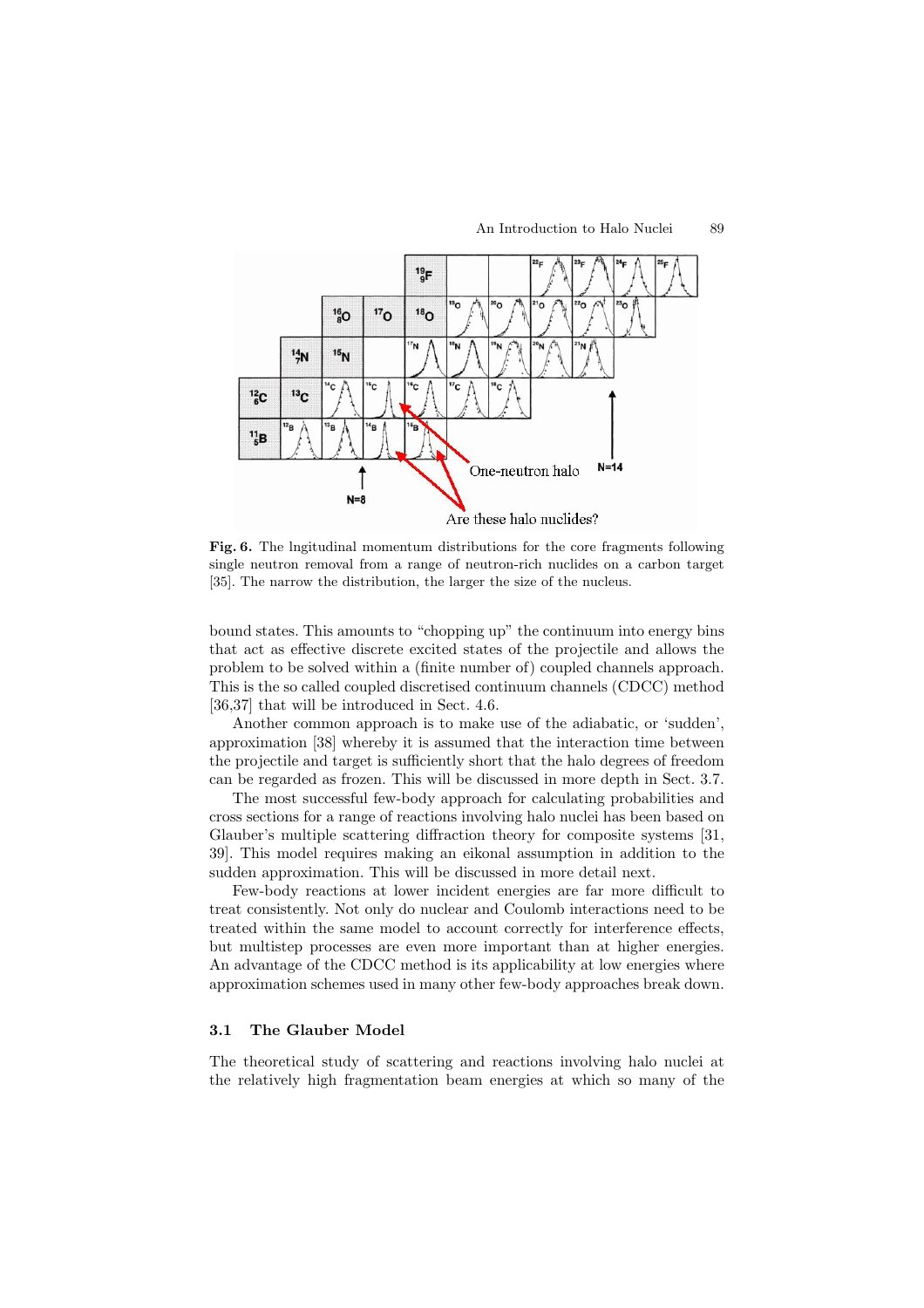**Fig. 6.** The lngitudinal momentum distributions for the core fragments following single neutron removal from a range of neutron-rich nuclides on a carbon target [35]. The narrow the distribution, the larger the size of the nucleus.

bound states. This amounts to "chopping up" the continuum into energy bins that act as effective discrete excited states of the projectile and allows the problem to be solved within a (finite number of) coupled channels approach. This is the so called coupled discretised continuum channels (CDCC) method [36,37] that will be introduced in Sect. 4.6.

Another common approach is to make use of the adiabatic, or 'sudden', approximation [38] whereby it is assumed that the interaction time between the projectile and target is sufficiently short that the halo degrees of freedom can be regarded as frozen. This will be discussed in more depth in Sect. 3.7.

The most successful few-body approach for calculating probabilities and cross sections for a range of reactions involving halo nuclei has been based on Glauber's multiple scattering diffraction theory for composite systems [31, 39]. This model requires making an eikonal assumption in addition to the sudden approximation. This will be discussed in more detail next.

Few-body reactions at lower incident energies are far more difficult to treat consistently. Not only do nuclear and Coulomb interactions need to be treated within the same model to account correctly for interference effects, but multistep processes are even more important than at higher energies. An advantage of the CDCC method is its applicability at low energies where approximation schemes used in many other few-body approaches break down.

### 3.1 The Glauber Model

The theoretical study of scattering and reactions involving halo nuclei at the relatively high fragmentation beam energies at which so many of the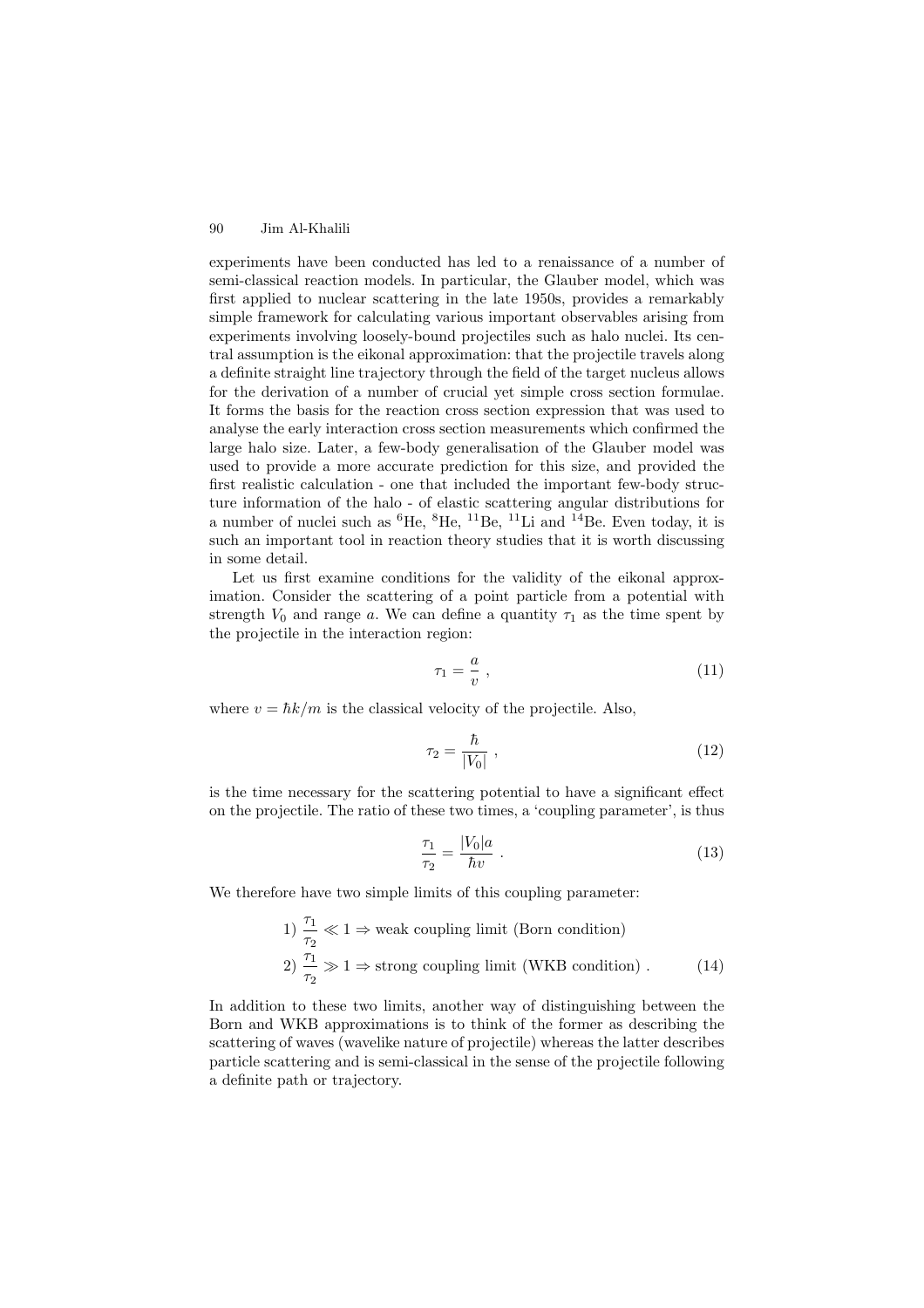experiments have been conducted has led to a renaissance of a number of semi-classical reaction models. In particular, the Glauber model, which was first applied to nuclear scattering in the late 1950s, provides a remarkably simple framework for calculating various important observables arising from experiments involving loosely-bound projectiles such as halo nuclei. Its central assumption is the eikonal approximation: that the projectile travels along a definite straight line trajectory through the field of the target nucleus allows for the derivation of a number of crucial yet simple cross section formulae. It forms the basis for the reaction cross section expression that was used to analyse the early interaction cross section measurements which confirmed the large halo size. Later, a few-body generalisation of the Glauber model was used to provide a more accurate prediction for this size, and provided the first realistic calculation - one that included the important few-body structure information of the halo - of elastic scattering angular distributions for a number of nuclei such as $^{6}$He, $^{8}$He, $^{11}$Be, $^{11}$Li and $^{14}$Be. Even today, it is such an important tool in reaction theory studies that it is worth discussing in some detail.

Let us first examine conditions for the validity of the eikonal approximation. Consider the scattering of a point particle from a potential with strength $V_0$ and range $a$. We can define a quantity $\tau_1$ as the time spent by the projectile in the interaction region:

$$\tau_1 = \frac{a}{v} \ , \tag{11}$$

where $v = \hbar k/m$ is the classical velocity of the projectile. Also,

$$\tau_2 = \frac{\hbar}{|V_0|} \ , \tag{12}$$

is the time necessary for the scattering potential to have a significant effect on the projectile. The ratio of these two times, a 'coupling parameter', is thus

$$\frac{\tau_1}{\tau_2} = \frac{|V_0| a}{\hbar v} \ . \tag{13}$$

We therefore have two simple limits of this coupling parameter:

$$\begin{aligned} &1)\ \frac{\tau_1}{\tau_2} \ll 1 \Rightarrow \text{weak coupling limit (Born condition)} \\ &2)\ \frac{\tau_1}{\tau_2} \gg 1 \Rightarrow \text{strong coupling limit (WKB condition)}\ . \end{aligned} \tag{14}$$

In addition to these two limits, another way of distinguishing between the Born and WKB approximations is to think of the former as describing the scattering of waves (wavelike nature of projectile) whereas the latter describes particle scattering and is semi-classical in the sense of the projectile following a definite path or trajectory.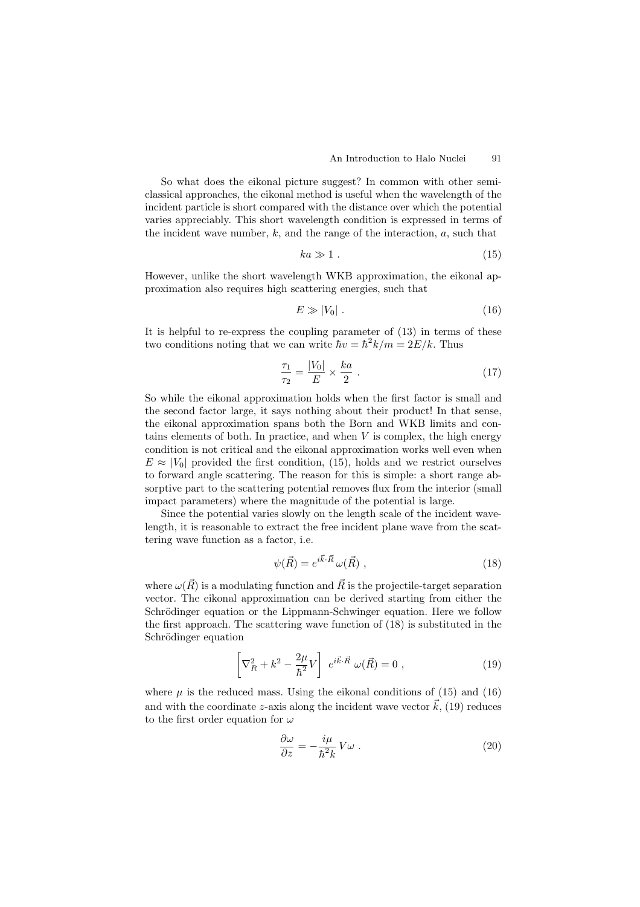So what does the eikonal picture suggest? In common with other semi-classical approaches, the eikonal method is useful when the wavelength of the incident particle is short compared with the distance over which the potential varies appreciably. This short wavelength condition is expressed in terms of the incident wave number, $k$, and the range of the interaction, $a$, such that

$$ka \gg 1 \; . \tag{15}$$

However, unlike the short wavelength WKB approximation, the eikonal approximation also requires high scattering energies, such that

$$E \gg |V_0| \; . \tag{16}$$

It is helpful to re-express the coupling parameter of (13) in terms of these two conditions noting that we can write $\hbar v = \hbar^2 k/m = 2E/k$. Thus

$$\frac{\tau_1}{\tau_2} = \frac{|V_0|}{E} \times \frac{ka}{2} \; . \tag{17}$$

So while the eikonal approximation holds when the first factor is small and the second factor large, it says nothing about their product! In that sense, the eikonal approximation spans both the Born and WKB limits and contains elements of both. In practice, and when $V$ is complex, the high energy condition is not critical and the eikonal approximation works well even when $E \approx |V_0|$ provided the first condition, (15), holds and we restrict ourselves to forward angle scattering. The reason for this is simple: a short range absorptive part to the scattering potential removes flux from the interior (small impact parameters) where the magnitude of the potential is large.

Since the potential varies slowly on the length scale of the incident wavelength, it is reasonable to extract the free incident plane wave from the scattering wave function as a factor, i.e.

$$\psi(\vec{R}) = e^{i\vec{k}\cdot\vec{R}}\, \omega(\vec{R}) \; , \tag{18}$$

where $\omega(\vec{R})$ is a modulating function and $\vec{R}$ is the projectile-target separation vector. The eikonal approximation can be derived starting from either the Schrödinger equation or the Lippmann-Schwinger equation. Here we follow the first approach. The scattering wave function of (18) is substituted in the Schrödinger equation

$$\left[ \nabla_R^2 + k^2 - \frac{2\mu}{\hbar^2} V \right] \; e^{i\vec{k}\cdot\vec{R}} \; \omega(\vec{R}) = 0 \; , \tag{19}$$

where $\mu$ is the reduced mass. Using the eikonal conditions of (15) and (16) and with the coordinate $z$-axis along the incident wave vector $\vec{k}$, (19) reduces to the first order equation for $\omega$

$$\frac{\partial \omega}{\partial z} = -\frac{i\mu}{\hbar^2 k} \, V \omega \; . \tag{20}$$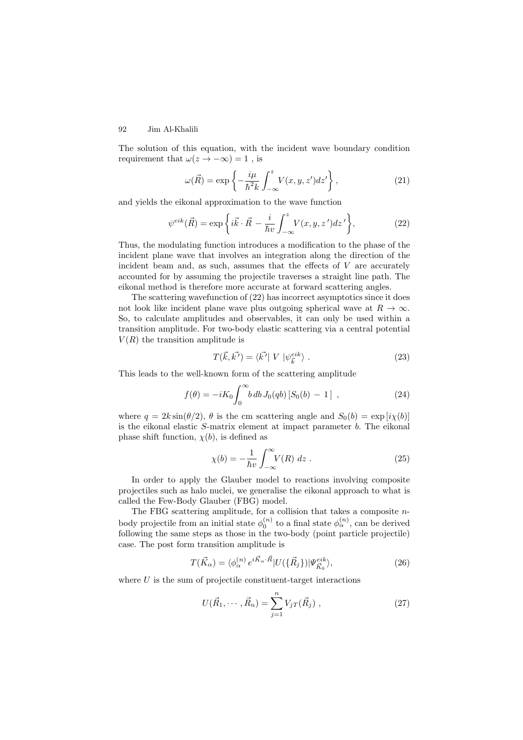The solution of this equation, with the incident wave boundary condition requirement that $\omega(z \to -\infty) = 1$ , is

$$\omega(\vec{R}) = \exp\left\{-\frac{i\mu}{\hbar^2 k}\int_{-\infty}^{z} V(x,y,z')dz'\right\}, \tag{21}$$

and yields the eikonal approximation to the wave function

$$\psi^{eik}(\vec{R}) = \exp\left\{i\vec{k}\cdot\vec{R} - \frac{i}{\hbar v}\int_{-\infty}^{z} V(x,y,z\,')dz\,'\right\}, \tag{22}$$

Thus, the modulating function introduces a modification to the phase of the incident plane wave that involves an integration along the direction of the incident beam and, as such, assumes that the effects of $V$ are accurately accounted for by assuming the projectile traverses a straight line path. The eikonal method is therefore more accurate at forward scattering angles.

The scattering wavefunction of (22) has incorrect asymptotics since it does not look like incident plane wave plus outgoing spherical wave at $R \to \infty$. So, to calculate amplitudes and observables, it can only be used within a transition amplitude. For two-body elastic scattering via a central potential $V(R)$ the transition amplitude is

$$T(\vec{k},\vec{k'}) = \langle \vec{k'}|\ V\ |\psi^{eik}_{\vec{k}}\rangle\ . \tag{23}$$

This leads to the well-known form of the scattering amplitude

$$f(\theta) = -iK_0\int_0^{\infty} b\,db\,J_0(qb)\,[S_0(b)\,-\,1\,]\ , \tag{24}$$

where $q = 2k\sin(\theta/2)$, $\theta$ is the cm scattering angle and $S_0(b) = \exp[i\chi(b)]$ is the eikonal elastic $S$-matrix element at impact parameter $b$. The eikonal phase shift function, $\chi(b)$, is defined as

$$\chi(b) = -\frac{1}{\hbar v}\int_{-\infty}^{\infty} V(R)\ dz\ . \tag{25}$$

In order to apply the Glauber model to reactions involving composite projectiles such as halo nuclei, we generalise the eikonal approach to what is called the Few-Body Glauber (FBG) model.

The FBG scattering amplitude, for a collision that takes a composite $n$-body projectile from an initial state $\phi_0^{(n)}$ to a final state $\phi_\alpha^{(n)}$, can be derived following the same steps as those in the two-body (point particle projectile) case. The post form transition amplitude is

$$T(\vec{K}_\alpha) = \langle \phi_\alpha^{(n)}\, e^{i\vec{K}_\alpha\cdot\vec{R}}|U(\{\vec{R}_j\})|\Psi^{eik}_{\vec{K}_0}\rangle, \tag{26}$$

where $U$ is the sum of projectile constituent-target interactions

$$U(\vec{R}_1,\cdots,\vec{R}_n) = \sum_{j=1}^{n} V_{jT}(\vec{R}_j)\ , \tag{27}$$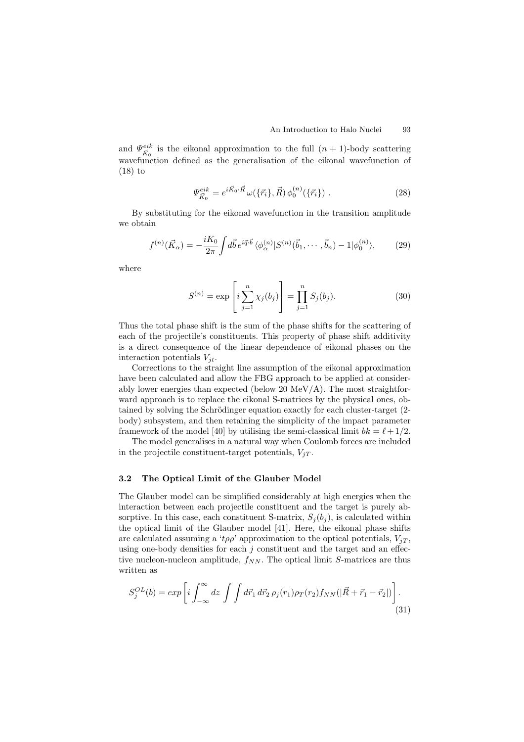and $\Psi^{eik}_{\vec{K}_0}$ is the eikonal approximation to the full $(n+1)$-body scattering wavefunction defined as the generalisation of the eikonal wavefunction of (18) to

$$\Psi^{eik}_{\vec{K}_0} = e^{i\vec{K}_0\cdot\vec{R}}\,\omega(\{\vec{r}_i\},\vec{R})\,\phi^{(n)}_0(\{\vec{r}_i\})\;. \tag{28}$$

By substituting for the eikonal wavefunction in the transition amplitude we obtain

$$f^{(n)}(\vec{K}_\alpha) = -\frac{iK_0}{2\pi}\int d\vec{b}\,e^{i\vec{q}\cdot\vec{b}}\,\langle\phi^{(n)}_\alpha|S^{(n)}(\vec{b}_1,\cdots,\vec{b}_n)-1|\phi^{(n)}_0\rangle, \tag{29}$$

where

$$S^{(n)} = \exp\left[i\sum_{j=1}^{n}\chi_j(b_j)\right] = \prod_{j=1}^{n}S_j(b_j). \tag{30}$$

Thus the total phase shift is the sum of the phase shifts for the scattering of each of the projectile's constituents. This property of phase shift additivity is a direct consequence of the linear dependence of eikonal phases on the interaction potentials $V_{jt}$.

Corrections to the straight line assumption of the eikonal approximation have been calculated and allow the FBG approach to be applied at considerably lower energies than expected (below 20 MeV/A). The most straightforward approach is to replace the eikonal S-matrices by the physical ones, obtained by solving the Schrödinger equation exactly for each cluster-target (2-body) subsystem, and then retaining the simplicity of the impact parameter framework of the model [40] by utilising the semi-classical limit $bk = \ell + 1/2$.

The model generalises in a natural way when Coulomb forces are included in the projectile constituent-target potentials, $V_{jT}$.

### 3.2 The Optical Limit of the Glauber Model

The Glauber model can be simplified considerably at high energies when the interaction between each projectile constituent and the target is purely absorptive. In this case, each constituent S-matrix, $S_j(b_j)$, is calculated within the optical limit of the Glauber model [41]. Here, the eikonal phase shifts are calculated assuming a '$t\rho\rho$' approximation to the optical potentials, $V_{jT}$, using one-body densities for each $j$ constituent and the target and an effective nucleon-nucleon amplitude, $f_{NN}$. The optical limit $S$-matrices are thus written as

$$S^{OL}_j(b) = exp\left[i\int_{-\infty}^{\infty}dz\,\int\int d\vec{r}_1\,d\vec{r}_2\,\rho_j(r_1)\rho_T(r_2)f_{NN}(|\vec{R}+\vec{r}_1-\vec{r}_2|)\right]. \tag{31}$$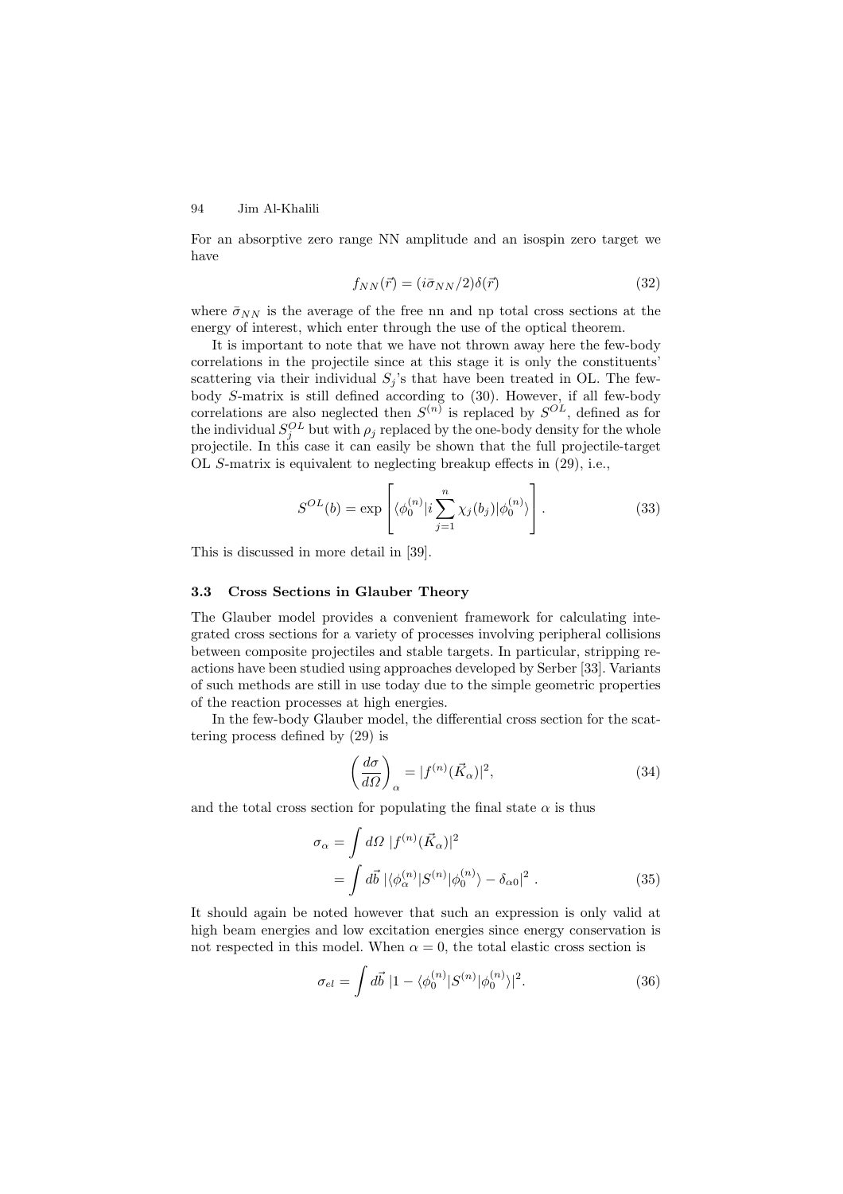For an absorptive zero range NN amplitude and an isospin zero target we have

$$f_{NN}(\vec{r}) = (i\bar{\sigma}_{NN}/2)\delta(\vec{r}) \tag{32}$$

where $\bar{\sigma}_{NN}$ is the average of the free nn and np total cross sections at the energy of interest, which enter through the use of the optical theorem.

It is important to note that we have not thrown away here the few-body correlations in the projectile since at this stage it is only the constituents' scattering via their individual $S_j$'s that have been treated in OL. The few-body $S$-matrix is still defined according to (30). However, if all few-body correlations are also neglected then $S^{(n)}$ is replaced by $S^{OL}$, defined as for the individual $S_j^{OL}$ but with $\rho_j$ replaced by the one-body density for the whole projectile. In this case it can easily be shown that the full projectile-target OL $S$-matrix is equivalent to neglecting breakup effects in (29), i.e.,

$$S^{OL}(b) = \exp\left[\langle\phi_0^{(n)}|i\sum_{j=1}^{n}\chi_j(b_j)|\phi_0^{(n)}\rangle\right]. \tag{33}$$

This is discussed in more detail in [39].

### 3.3 Cross Sections in Glauber Theory

The Glauber model provides a convenient framework for calculating integrated cross sections for a variety of processes involving peripheral collisions between composite projectiles and stable targets. In particular, stripping reactions have been studied using approaches developed by Serber [33]. Variants of such methods are still in use today due to the simple geometric properties of the reaction processes at high energies.

In the few-body Glauber model, the differential cross section for the scattering process defined by (29) is

$$\left(\frac{d\sigma}{d\Omega}\right)_\alpha = |f^{(n)}(\vec{K}_\alpha)|^2, \tag{34}$$

and the total cross section for populating the final state $\alpha$ is thus

$$\begin{aligned}\sigma_\alpha &= \int d\Omega\ |f^{(n)}(\vec{K}_\alpha)|^2 \\ &= \int d\vec{b}\ |\langle\phi_\alpha^{(n)}|S^{(n)}|\phi_0^{(n)}\rangle - \delta_{\alpha 0}|^2\ .\end{aligned} \tag{35}$$

It should again be noted however that such an expression is only valid at high beam energies and low excitation energies since energy conservation is not respected in this model. When $\alpha = 0$, the total elastic cross section is

$$\sigma_{el} = \int d\vec{b}\ |1 - \langle\phi_0^{(n)}|S^{(n)}|\phi_0^{(n)}\rangle|^2. \tag{36}$$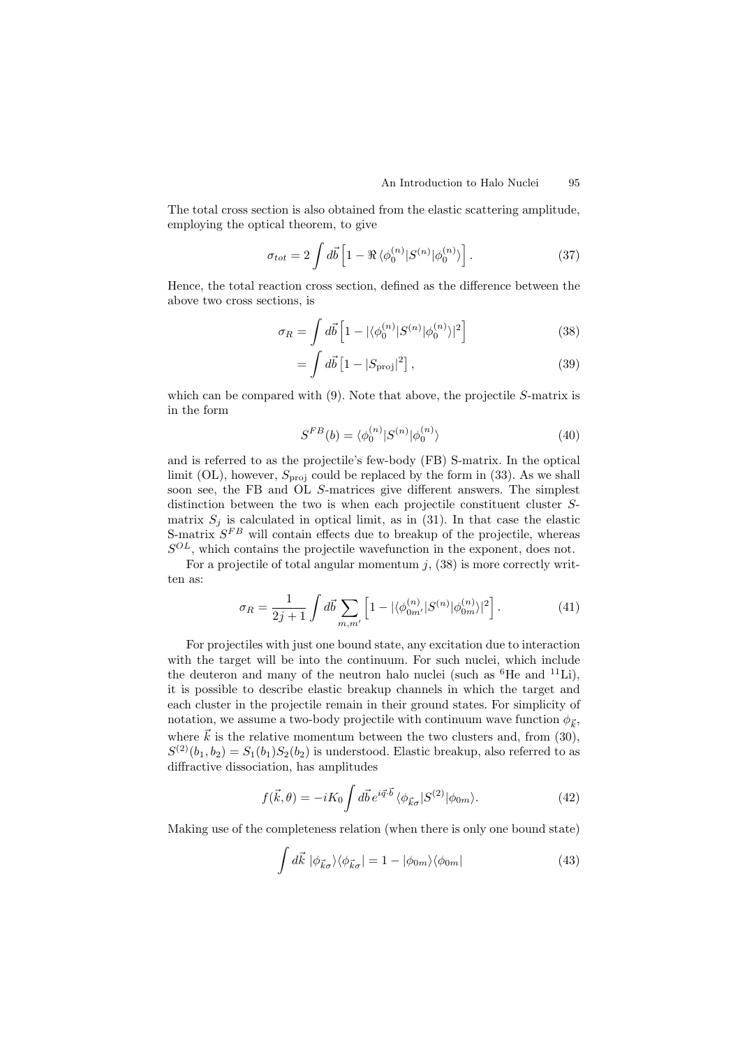The total cross section is also obtained from the elastic scattering amplitude, employing the optical theorem, to give

$$\sigma_{tot} = 2 \int d\vec{b} \left[ 1 - \Re \langle \phi_0^{(n)} | S^{(n)} | \phi_0^{(n)} \rangle \right]. \tag{37}$$

Hence, the total reaction cross section, defined as the difference between the above two cross sections, is

$$\sigma_R = \int d\vec{b} \left[ 1 - |\langle \phi_0^{(n)} | S^{(n)} | \phi_0^{(n)} \rangle|^2 \right] \tag{38}$$

$$= \int d\vec{b} \left[ 1 - |S_{\text{proj}}|^2 \right], \tag{39}$$

which can be compared with (9). Note that above, the projectile $S$-matrix is in the form

$$S^{FB}(b) = \langle \phi_0^{(n)} | S^{(n)} | \phi_0^{(n)} \rangle \tag{40}$$

and is referred to as the projectile's few-body (FB) S-matrix. In the optical limit (OL), however, $S_{\text{proj}}$ could be replaced by the form in (33). As we shall soon see, the FB and OL $S$-matrices give different answers. The simplest distinction between the two is when each projectile constituent cluster $S$-matrix $S_j$ is calculated in optical limit, as in (31). In that case the elastic S-matrix $S^{FB}$ will contain effects due to breakup of the projectile, whereas $S^{OL}$, which contains the projectile wavefunction in the exponent, does not.

For a projectile of total angular momentum $j$, (38) is more correctly written as:

$$\sigma_R = \frac{1}{2j+1} \int d\vec{b} \sum_{m,m'} \left[ 1 - |\langle \phi_{0m'}^{(n)} | S^{(n)} | \phi_{0m}^{(n)} \rangle|^2 \right]. \tag{41}$$

For projectiles with just one bound state, any excitation due to interaction with the target will be into the continuum. For such nuclei, which include the deuteron and many of the neutron halo nuclei (such as $^6$He and $^{11}$Li), it is possible to describe elastic breakup channels in which the target and each cluster in the projectile remain in their ground states. For simplicity of notation, we assume a two-body projectile with continuum wave function $\phi_{\vec{k}}$, where $\vec{k}$ is the relative momentum between the two clusters and, from (30), $S^{(2)}(b_1, b_2) = S_1(b_1) S_2(b_2)$ is understood. Elastic breakup, also referred to as diffractive dissociation, has amplitudes

$$f(\vec{k}, \theta) = -iK_0 \int d\vec{b}\, e^{i\vec{q}\cdot\vec{b}} \langle \phi_{\vec{k}\sigma} | S^{(2)} | \phi_{0m} \rangle. \tag{42}$$

Making use of the completeness relation (when there is only one bound state)

$$\int d\vec{k}\ |\phi_{\vec{k}\sigma}\rangle\langle\phi_{\vec{k}\sigma}| = 1 - |\phi_{0m}\rangle\langle\phi_{0m}| \tag{43}$$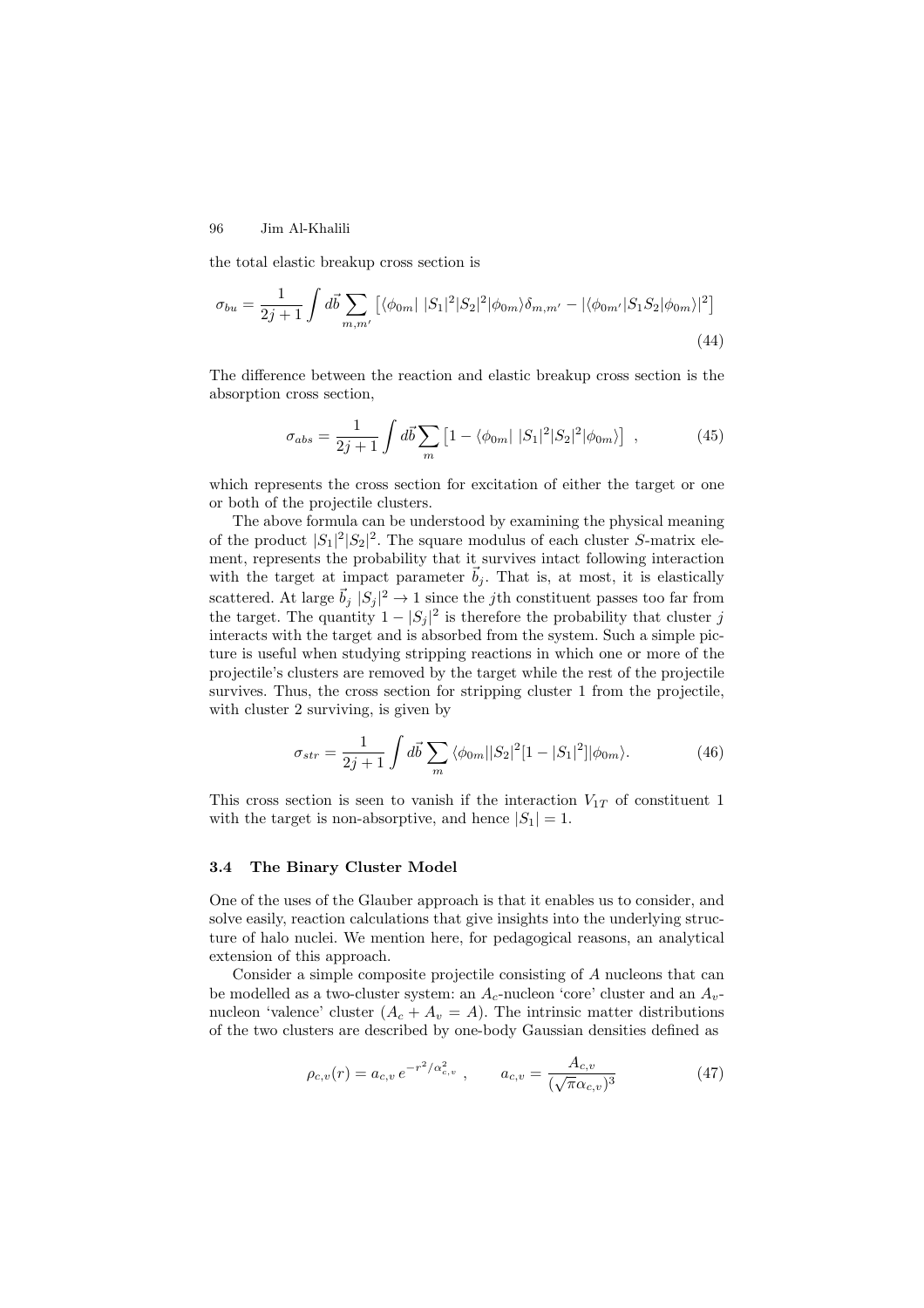the total elastic breakup cross section is

$$\sigma_{bu} = \frac{1}{2j+1} \int d\vec{b} \sum_{m,m'} \left[ \langle \phi_{0m} | \, |S_1|^2 |S_2|^2 | \phi_{0m} \rangle \delta_{m,m'} - |\langle \phi_{0m'} | S_1 S_2 | \phi_{0m} \rangle|^2 \right] \tag{44}$$

The difference between the reaction and elastic breakup cross section is the absorption cross section,

$$\sigma_{abs} = \frac{1}{2j+1} \int d\vec{b} \sum_{m} \left[ 1 - \langle \phi_{0m} | \, |S_1|^2 |S_2|^2 | \phi_{0m} \rangle \right] \ , \tag{45}$$

which represents the cross section for excitation of either the target or one or both of the projectile clusters.

The above formula can be understood by examining the physical meaning of the product $|S_1|^2 |S_2|^2$. The square modulus of each cluster $S$-matrix element, represents the probability that it survives intact following interaction with the target at impact parameter $\vec{b}_j$. That is, at most, it is elastically scattered. At large $\vec{b}_j$ $|S_j|^2 \to 1$ since the $j$th constituent passes too far from the target. The quantity $1 - |S_j|^2$ is therefore the probability that cluster $j$ interacts with the target and is absorbed from the system. Such a simple picture is useful when studying stripping reactions in which one or more of the projectile's clusters are removed by the target while the rest of the projectile survives. Thus, the cross section for stripping cluster 1 from the projectile, with cluster 2 surviving, is given by

$$\sigma_{str} = \frac{1}{2j+1} \int d\vec{b} \sum_{m} \langle \phi_{0m} | |S_2|^2 [1 - |S_1|^2] | \phi_{0m} \rangle. \tag{46}$$

This cross section is seen to vanish if the interaction $V_{1T}$ of constituent 1 with the target is non-absorptive, and hence $|S_1| = 1$.

### 3.4 The Binary Cluster Model

One of the uses of the Glauber approach is that it enables us to consider, and solve easily, reaction calculations that give insights into the underlying structure of halo nuclei. We mention here, for pedagogical reasons, an analytical extension of this approach.

Consider a simple composite projectile consisting of $A$ nucleons that can be modelled as a two-cluster system: an $A_c$-nucleon 'core' cluster and an $A_v$-nucleon 'valence' cluster ($A_c + A_v = A$). The intrinsic matter distributions of the two clusters are described by one-body Gaussian densities defined as

$$\rho_{c,v}(r) = a_{c,v} \, e^{-r^2/\alpha_{c,v}^2} \ , \qquad a_{c,v} = \frac{A_{c,v}}{(\sqrt{\pi}\alpha_{c,v})^3} \tag{47}$$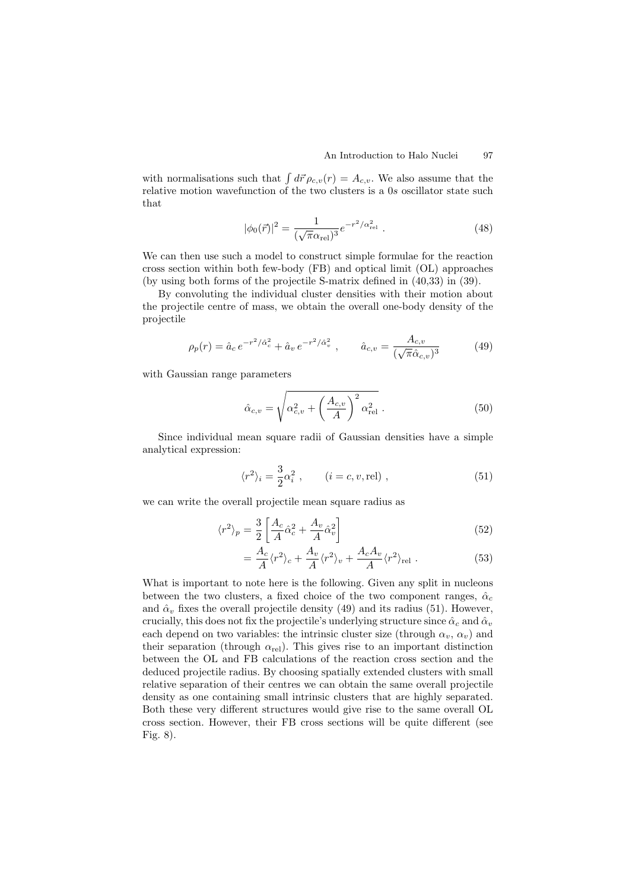with normalisations such that $\int d\vec{r}\,\rho_{c,v}(r) = A_{c,v}$. We also assume that the relative motion wavefunction of the two clusters is a 0*s* oscillator state such that

$$|\phi_0(\vec{r})|^2 = \frac{1}{(\sqrt{\pi}\alpha_{\rm rel})^3} e^{-r^2/\alpha_{\rm rel}^2} \,. \tag{48}$$

We can then use such a model to construct simple formulae for the reaction cross section within both few-body (FB) and optical limit (OL) approaches (by using both forms of the projectile S-matrix defined in (40,33) in (39).

By convoluting the individual cluster densities with their motion about the projectile centre of mass, we obtain the overall one-body density of the projectile

$$\rho_p(r) = \hat{a}_c\, e^{-r^2/\hat{\alpha}_c^2} + \hat{a}_v\, e^{-r^2/\hat{\alpha}_v^2} \,, \qquad \hat{a}_{c,v} = \frac{A_{c,v}}{(\sqrt{\pi}\hat{\alpha}_{c,v})^3} \tag{49}$$

with Gaussian range parameters

$$\hat{\alpha}_{c,v} = \sqrt{\alpha_{c,v}^2 + \left(\frac{A_{c,v}}{A}\right)^2 \alpha_{\rm rel}^2} \,. \tag{50}$$

Since individual mean square radii of Gaussian densities have a simple analytical expression:

$$\langle r^2 \rangle_i = \frac{3}{2}\alpha_i^2 \,, \qquad (i = c, v, {\rm rel}) \,, \tag{51}$$

we can write the overall projectile mean square radius as

$$\langle r^2 \rangle_p = \frac{3}{2}\left[\frac{A_c}{A}\hat{\alpha}_c^2 + \frac{A_v}{A}\hat{\alpha}_v^2\right] \tag{52}$$

$$= \frac{A_c}{A}\langle r^2\rangle_c + \frac{A_v}{A}\langle r^2\rangle_v + \frac{A_c A_v}{A}\langle r^2\rangle_{\rm rel} \,. \tag{53}$$

What is important to note here is the following. Given any split in nucleons between the two clusters, a fixed choice of the two component ranges, $\hat{\alpha}_c$ and $\hat{\alpha}_v$ fixes the overall projectile density (49) and its radius (51). However, crucially, this does not fix the projectile's underlying structure since $\hat{\alpha}_c$ and $\hat{\alpha}_v$ each depend on two variables: the intrinsic cluster size (through $\alpha_v$, $\alpha_v$) and their separation (through $\alpha_{\rm rel}$). This gives rise to an important distinction between the OL and FB calculations of the reaction cross section and the deduced projectile radius. By choosing spatially extended clusters with small relative separation of their centres we can obtain the same overall projectile density as one containing small intrinsic clusters that are highly separated. Both these very different structures would give rise to the same overall OL cross section. However, their FB cross sections will be quite different (see Fig. 8).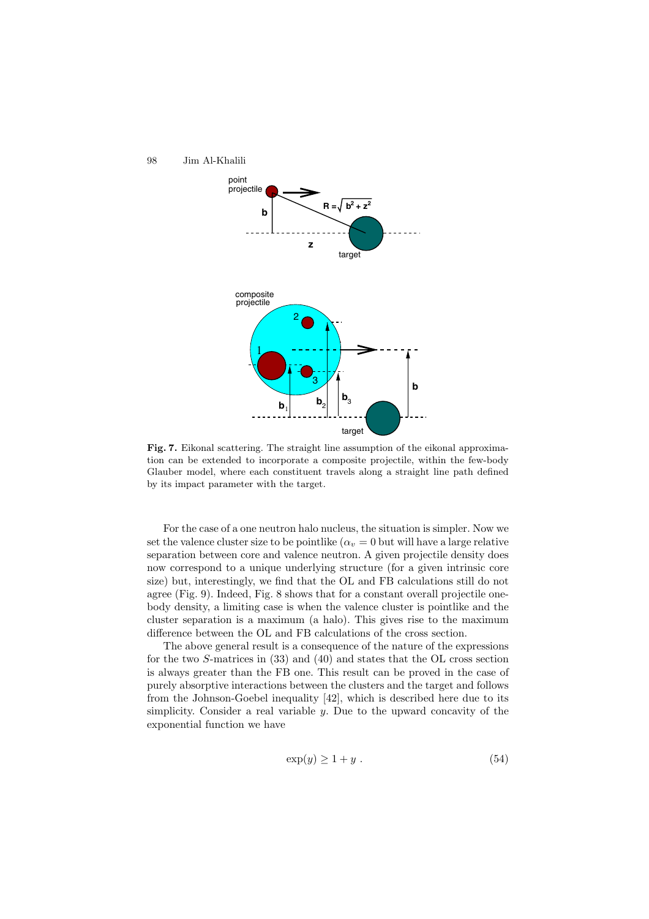**Fig. 7.** Eikonal scattering. The straight line assumption of the eikonal approximation can be extended to incorporate a composite projectile, within the few-body Glauber model, where each constituent travels along a straight line path defined by its impact parameter with the target.

For the case of a one neutron halo nucleus, the situation is simpler. Now we set the valence cluster size to be pointlike ($\alpha_v = 0$ but will have a large relative separation between core and valence neutron. A given projectile density does now correspond to a unique underlying structure (for a given intrinsic core size) but, interestingly, we find that the OL and FB calculations still do not agree (Fig. 9). Indeed, Fig. 8 shows that for a constant overall projectile one-body density, a limiting case is when the valence cluster is pointlike and the cluster separation is a maximum (a halo). This gives rise to the maximum difference between the OL and FB calculations of the cross section.

The above general result is a consequence of the nature of the expressions for the two $S$-matrices in (33) and (40) and states that the OL cross section is always greater than the FB one. This result can be proved in the case of purely absorptive interactions between the clusters and the target and follows from the Johnson-Goebel inequality [42], which is described here due to its simplicity. Consider a real variable $y$. Due to the upward concavity of the exponential function we have

$$\exp(y) \geq 1 + y \ . \tag{54}$$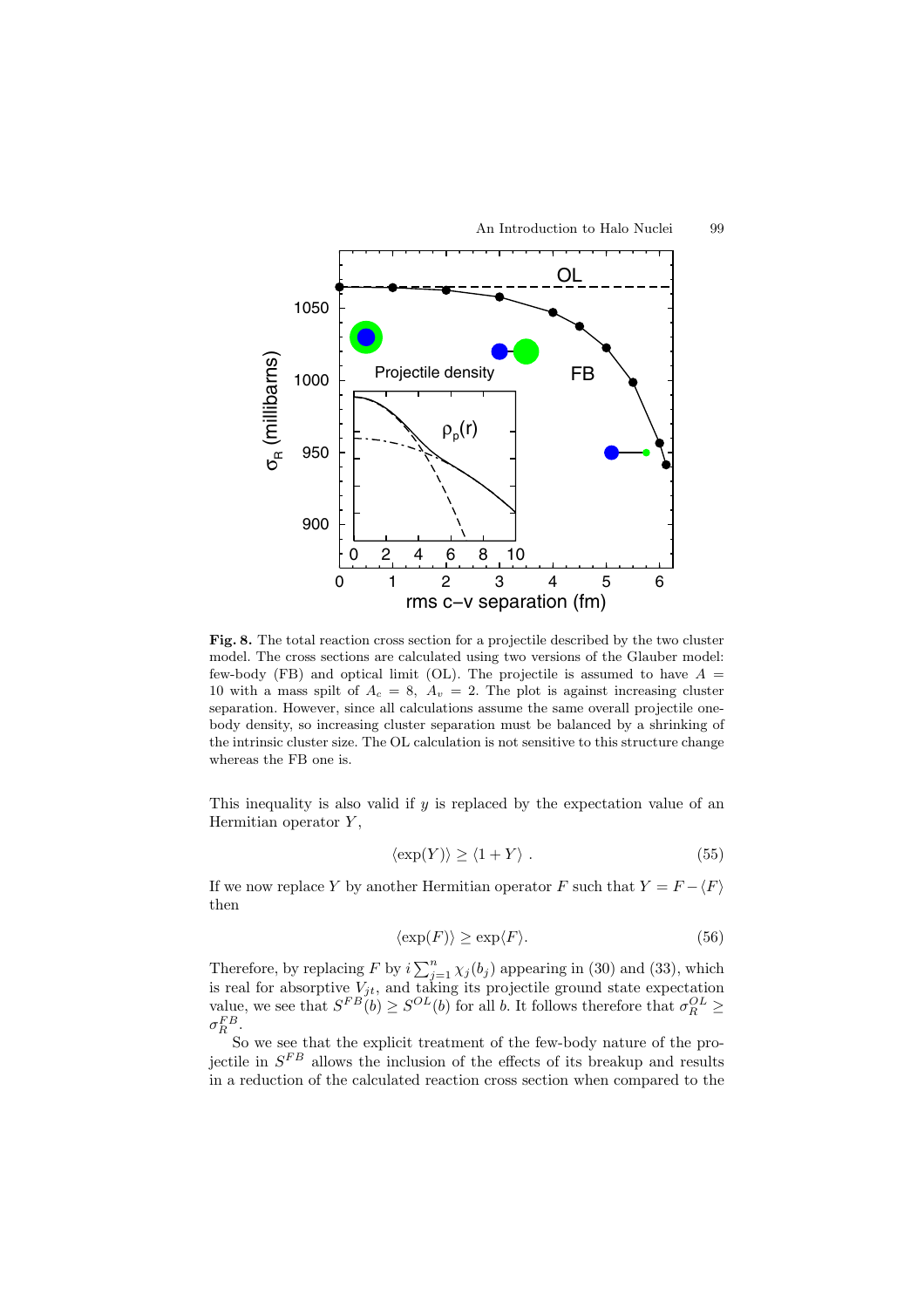**Fig. 8.** The total reaction cross section for a projectile described by the two cluster model. The cross sections are calculated using two versions of the Glauber model: few-body (FB) and optical limit (OL). The projectile is assumed to have $A = 10$ with a mass spilt of $A_c = 8$, $A_v = 2$. The plot is against increasing cluster separation. However, since all calculations assume the same overall projectile one-body density, so increasing cluster separation must be balanced by a shrinking of the intrinsic cluster size. The OL calculation is not sensitive to this structure change whereas the FB one is.

This inequality is also valid if $y$ is replaced by the expectation value of an Hermitian operator $Y$,

$$\langle \exp(Y) \rangle \geq \langle 1 + Y \rangle \ . \tag{55}$$

If we now replace $Y$ by another Hermitian operator $F$ such that $Y = F - \langle F \rangle$ then

$$\langle \exp(F) \rangle \geq \exp\langle F \rangle. \tag{56}$$

Therefore, by replacing $F$ by $i \sum_{j=1}^{n} \chi_j(b_j)$ appearing in (30) and (33), which is real for absorptive $V_{jt}$, and taking its projectile ground state expectation value, we see that $S^{FB}(b) \geq S^{OL}(b)$ for all $b$. It follows therefore that $\sigma_R^{OL} \geq \sigma_R^{FB}$.

So we see that the explicit treatment of the few-body nature of the projectile in $S^{FB}$ allows the inclusion of the effects of its breakup and results in a reduction of the calculated reaction cross section when compared to the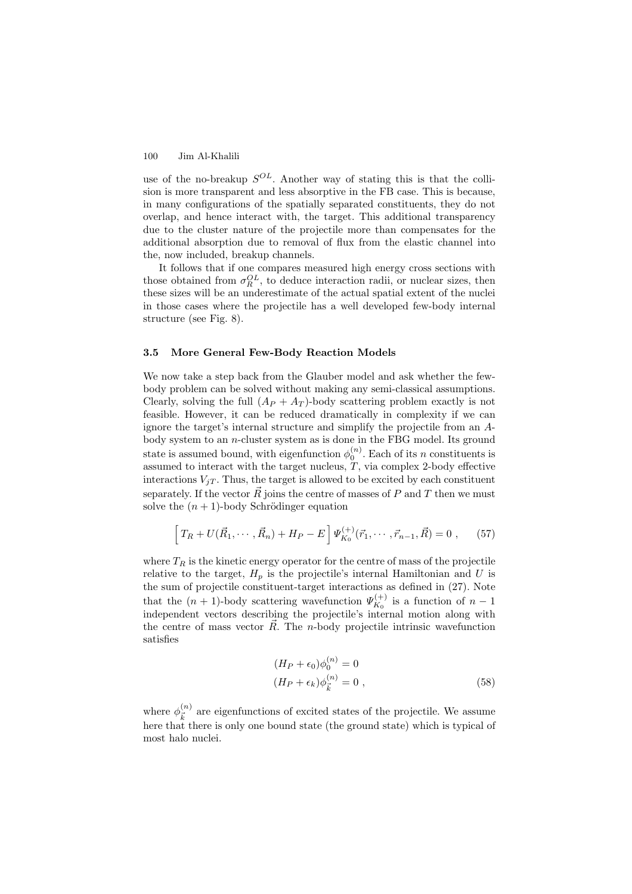use of the no-breakup $S^{OL}$. Another way of stating this is that the collision is more transparent and less absorptive in the FB case. This is because, in many configurations of the spatially separated constituents, they do not overlap, and hence interact with, the target. This additional transparency due to the cluster nature of the projectile more than compensates for the additional absorption due to removal of flux from the elastic channel into the, now included, breakup channels.

It follows that if one compares measured high energy cross sections with those obtained from $\sigma_R^{OL}$, to deduce interaction radii, or nuclear sizes, then these sizes will be an underestimate of the actual spatial extent of the nuclei in those cases where the projectile has a well developed few-body internal structure (see Fig. 8).

### 3.5 More General Few-Body Reaction Models

We now take a step back from the Glauber model and ask whether the few-body problem can be solved without making any semi-classical assumptions. Clearly, solving the full $(A_P + A_T)$-body scattering problem exactly is not feasible. However, it can be reduced dramatically in complexity if we can ignore the target's internal structure and simplify the projectile from an $A$-body system to an $n$-cluster system as is done in the FBG model. Its ground state is assumed bound, with eigenfunction $\phi_0^{(n)}$. Each of its $n$ constituents is assumed to interact with the target nucleus, $T$, via complex 2-body effective interactions $V_{jT}$. Thus, the target is allowed to be excited by each constituent separately. If the vector $\vec{R}$ joins the centre of masses of $P$ and $T$ then we must solve the $(n+1)$-body Schrödinger equation

$$\Big[ T_R + U(\vec{R}_1, \cdots, \vec{R}_n) + H_P - E \Big] \Psi_{K_0}^{(+)}(\vec{r}_1, \cdots, \vec{r}_{n-1}, \vec{R}) = 0 \ , \qquad (57)$$

where $T_R$ is the kinetic energy operator for the centre of mass of the projectile relative to the target, $H_p$ is the projectile's internal Hamiltonian and $U$ is the sum of projectile constituent-target interactions as defined in (27). Note that the $(n+1)$-body scattering wavefunction $\Psi_{K_0}^{(+)}$ is a function of $n-1$ independent vectors describing the projectile's internal motion along with the centre of mass vector $\vec{R}$. The $n$-body projectile intrinsic wavefunction satisfies

$$\begin{aligned}
(H_P + \epsilon_0)\phi_0^{(n)} &= 0 \\
(H_P + \epsilon_k)\phi_{\vec{k}}^{(n)} &= 0 \ ,
\end{aligned} \qquad (58)$$

where $\phi_{\vec{k}}^{(n)}$ are eigenfunctions of excited states of the projectile. We assume here that there is only one bound state (the ground state) which is typical of most halo nuclei.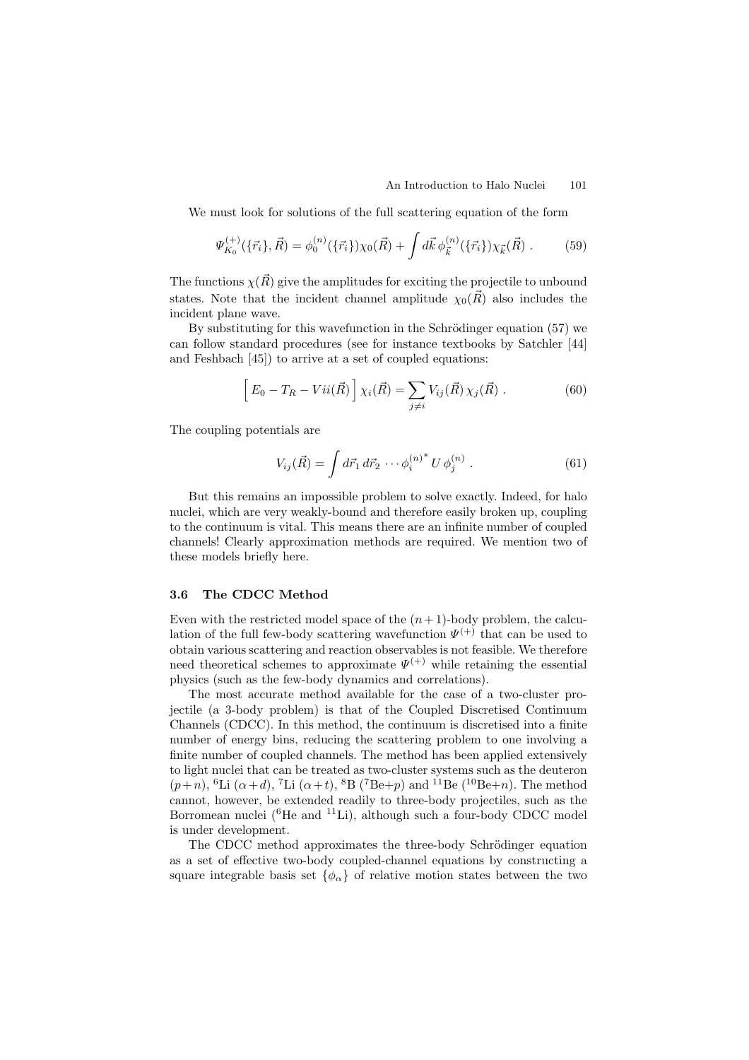We must look for solutions of the full scattering equation of the form

$$\Psi^{(+)}_{K_0}(\{\vec{r}_i\}, \vec{R}) = \phi^{(n)}_0(\{\vec{r}_i\})\chi_0(\vec{R}) + \int d\vec{k}\, \phi^{(n)}_{\vec{k}}(\{\vec{r}_i\})\chi_{\vec{k}}(\vec{R}) \; . \tag{59}$$

The functions $\chi(\vec{R})$ give the amplitudes for exciting the projectile to unbound states. Note that the incident channel amplitude $\chi_0(\vec{R})$ also includes the incident plane wave.

By substituting for this wavefunction in the Schrödinger equation (57) we can follow standard procedures (see for instance textbooks by Satchler [44] and Feshbach [45]) to arrive at a set of coupled equations:

$$\Big[\, E_0 - T_R - Vii(\vec{R}) \,\Big]\, \chi_i(\vec{R}) = \sum_{j \neq i} V_{ij}(\vec{R})\, \chi_j(\vec{R}) \; . \tag{60}$$

The coupling potentials are

$$V_{ij}(\vec{R}) = \int d\vec{r}_1\, d\vec{r}_2 \cdots \phi^{(n)^*}_i \, U \, \phi^{(n)}_j \; . \tag{61}$$

But this remains an impossible problem to solve exactly. Indeed, for halo nuclei, which are very weakly-bound and therefore easily broken up, coupling to the continuum is vital. This means there are an infinite number of coupled channels! Clearly approximation methods are required. We mention two of these models briefly here.

### 3.6 The CDCC Method

Even with the restricted model space of the $(n+1)$-body problem, the calculation of the full few-body scattering wavefunction $\Psi^{(+)}$ that can be used to obtain various scattering and reaction observables is not feasible. We therefore need theoretical schemes to approximate $\Psi^{(+)}$ while retaining the essential physics (such as the few-body dynamics and correlations).

The most accurate method available for the case of a two-cluster projectile (a 3-body problem) is that of the Coupled Discretised Continuum Channels (CDCC). In this method, the continuum is discretised into a finite number of energy bins, reducing the scattering problem to one involving a finite number of coupled channels. The method has been applied extensively to light nuclei that can be treated as two-cluster systems such as the deuteron $(p+n)$, $^{6}$Li $(\alpha+d)$, $^{7}$Li $(\alpha+t)$, $^{8}$B ($^{7}$Be+$p$) and $^{11}$Be ($^{10}$Be+$n$). The method cannot, however, be extended readily to three-body projectiles, such as the Borromean nuclei ($^{6}$He and $^{11}$Li), although such a four-body CDCC model is under development.

The CDCC method approximates the three-body Schrödinger equation as a set of effective two-body coupled-channel equations by constructing a square integrable basis set $\{\phi_\alpha\}$ of relative motion states between the two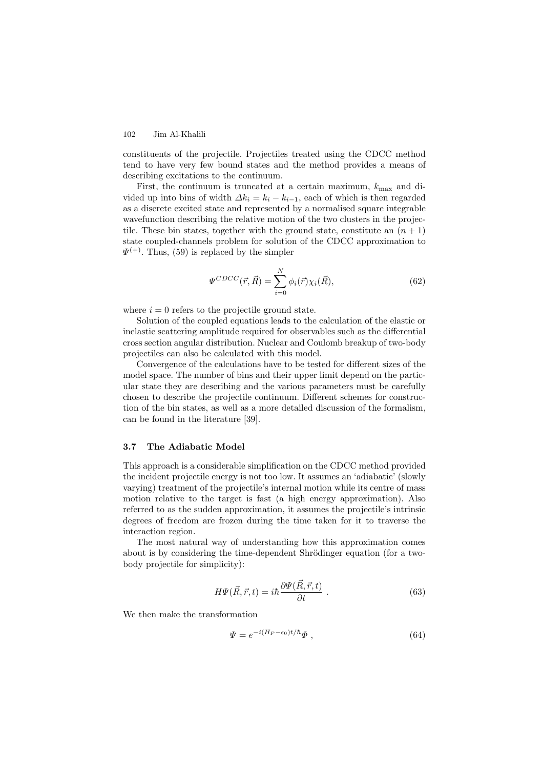constituents of the projectile. Projectiles treated using the CDCC method tend to have very few bound states and the method provides a means of describing excitations to the continuum.

First, the continuum is truncated at a certain maximum, $k_{\max}$ and divided up into bins of width $\Delta k_i = k_i - k_{i-1}$, each of which is then regarded as a discrete excited state and represented by a normalised square integrable wavefunction describing the relative motion of the two clusters in the projectile. These bin states, together with the ground state, constitute an $(n+1)$ state coupled-channels problem for solution of the CDCC approximation to $\Psi^{(+)}$. Thus, (59) is replaced by the simpler

$$\Psi^{CDCC}(\vec{r}, \vec{R}) = \sum_{i=0}^{N} \phi_i(\vec{r})\chi_i(\vec{R}), \tag{62}$$

where $i = 0$ refers to the projectile ground state.

Solution of the coupled equations leads to the calculation of the elastic or inelastic scattering amplitude required for observables such as the differential cross section angular distribution. Nuclear and Coulomb breakup of two-body projectiles can also be calculated with this model.

Convergence of the calculations have to be tested for different sizes of the model space. The number of bins and their upper limit depend on the particular state they are describing and the various parameters must be carefully chosen to describe the projectile continuum. Different schemes for construction of the bin states, as well as a more detailed discussion of the formalism, can be found in the literature [39].

### 3.7 The Adiabatic Model

This approach is a considerable simplification on the CDCC method provided the incident projectile energy is not too low. It assumes an 'adiabatic' (slowly varying) treatment of the projectile's internal motion while its centre of mass motion relative to the target is fast (a high energy approximation). Also referred to as the sudden approximation, it assumes the projectile's intrinsic degrees of freedom are frozen during the time taken for it to traverse the interaction region.

The most natural way of understanding how this approximation comes about is by considering the time-dependent Shrödinger equation (for a two-body projectile for simplicity):

$$H\Psi(\vec{R}, \vec{r}, t) = i\hbar \frac{\partial \Psi(\vec{R}, \vec{r}, t)}{\partial t} \ . \tag{63}$$

We then make the transformation

$$\Psi = e^{-i(H_P - \epsilon_0)t/\hbar}\Phi \ , \tag{64}$$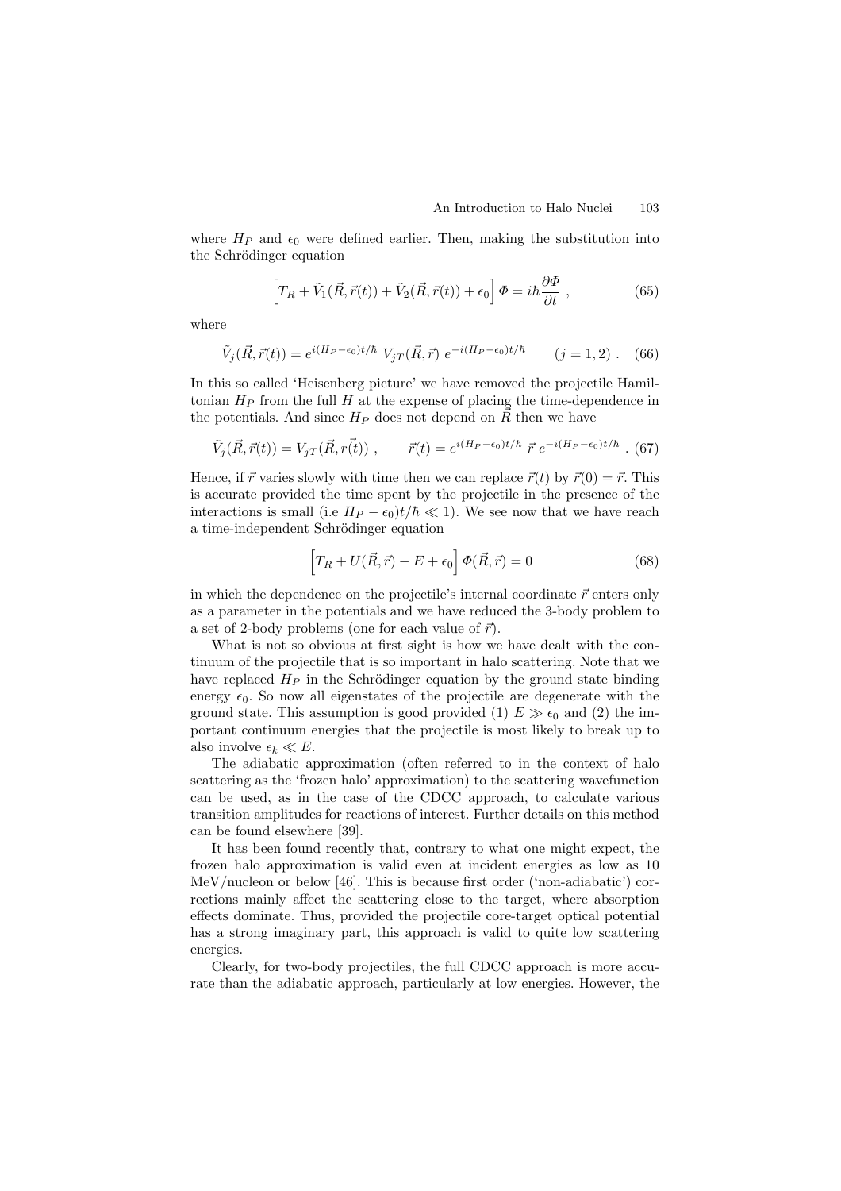where $H_P$ and $\epsilon_0$ were defined earlier. Then, making the substitution into the Schrödinger equation

$$\left[T_R + \tilde{V}_1(\vec{R}, \vec{r}(t)) + \tilde{V}_2(\vec{R}, \vec{r}(t)) + \epsilon_0\right] \Phi = i\hbar \frac{\partial \Phi}{\partial t} \ , \tag{65}$$

where

$$\tilde{V}_j(\vec{R}, \vec{r}(t)) = e^{i(H_P - \epsilon_0)t/\hbar} \ V_{jT}(\vec{R}, \vec{r}) \ e^{-i(H_P - \epsilon_0)t/\hbar} \qquad (j = 1, 2) \ . \tag{66}$$

In this so called 'Heisenberg picture' we have removed the projectile Hamiltonian $H_P$ from the full $H$ at the expense of placing the time-dependence in the potentials. And since $H_P$ does not depend on $\vec{R}$ then we have

$$\tilde{V}_j(\vec{R}, \vec{r}(t)) = V_{jT}(\vec{R}, r(\vec{t})) \ , \qquad \vec{r}(t) = e^{i(H_P - \epsilon_0)t/\hbar} \ \vec{r} \ e^{-i(H_P - \epsilon_0)t/\hbar} \ . \tag{67}$$

Hence, if $\vec{r}$ varies slowly with time then we can replace $\vec{r}(t)$ by $\vec{r}(0) = \vec{r}$. This is accurate provided the time spent by the projectile in the presence of the interactions is small (i.e $H_P - \epsilon_0)t/\hbar \ll 1$). We see now that we have reach a time-independent Schrödinger equation

$$\left[T_R + U(\vec{R}, \vec{r}) - E + \epsilon_0\right] \Phi(\vec{R}, \vec{r}) = 0 \tag{68}$$

in which the dependence on the projectile's internal coordinate $\vec{r}$ enters only as a parameter in the potentials and we have reduced the 3-body problem to a set of 2-body problems (one for each value of $\vec{r}$).

What is not so obvious at first sight is how we have dealt with the continuum of the projectile that is so important in halo scattering. Note that we have replaced $H_P$ in the Schrödinger equation by the ground state binding energy $\epsilon_0$. So now all eigenstates of the projectile are degenerate with the ground state. This assumption is good provided (1) $E \gg \epsilon_0$ and (2) the important continuum energies that the projectile is most likely to break up to also involve $\epsilon_k \ll E$.

The adiabatic approximation (often referred to in the context of halo scattering as the 'frozen halo' approximation) to the scattering wavefunction can be used, as in the case of the CDCC approach, to calculate various transition amplitudes for reactions of interest. Further details on this method can be found elsewhere [39].

It has been found recently that, contrary to what one might expect, the frozen halo approximation is valid even at incident energies as low as 10 MeV/nucleon or below [46]. This is because first order ('non-adiabatic') corrections mainly affect the scattering close to the target, where absorption effects dominate. Thus, provided the projectile core-target optical potential has a strong imaginary part, this approach is valid to quite low scattering energies.

Clearly, for two-body projectiles, the full CDCC approach is more accurate than the adiabatic approach, particularly at low energies. However, the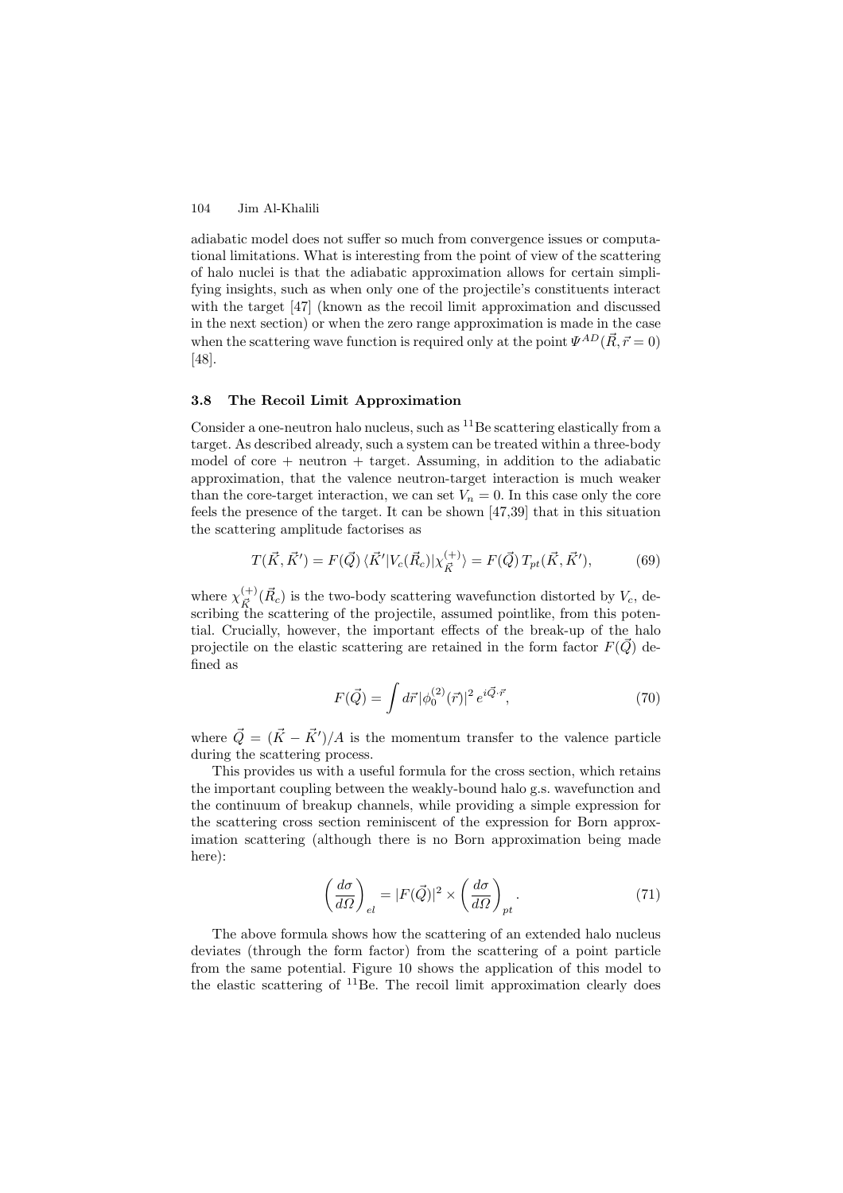adiabatic model does not suffer so much from convergence issues or computational limitations. What is interesting from the point of view of the scattering of halo nuclei is that the adiabatic approximation allows for certain simplifying insights, such as when only one of the projectile's constituents interact with the target [47] (known as the recoil limit approximation and discussed in the next section) or when the zero range approximation is made in the case when the scattering wave function is required only at the point $\Psi^{AD}(\vec{R}, \vec{r} = 0)$ [48].

### 3.8 The Recoil Limit Approximation

Consider a one-neutron halo nucleus, such as $^{11}$Be scattering elastically from a target. As described already, such a system can be treated within a three-body model of core + neutron + target. Assuming, in addition to the adiabatic approximation, that the valence neutron-target interaction is much weaker than the core-target interaction, we can set $V_n = 0$. In this case only the core feels the presence of the target. It can be shown [47,39] that in this situation the scattering amplitude factorises as

$$T(\vec{K}, \vec{K}') = F(\vec{Q}) \, \langle \vec{K}' | V_c(\vec{R}_c) | \chi^{(+)}_{\vec{K}} \rangle = F(\vec{Q}) \, T_{pt}(\vec{K}, \vec{K}'), \tag{69}$$

where $\chi^{(+)}_{\vec{K}}(\vec{R}_c)$ is the two-body scattering wavefunction distorted by $V_c$, describing the scattering of the projectile, assumed pointlike, from this potential. Crucially, however, the important effects of the break-up of the halo projectile on the elastic scattering are retained in the form factor $F(\vec{Q})$ defined as

$$F(\vec{Q}) = \int d\vec{r} \, |\phi^{(2)}_0(\vec{r})|^2 \, e^{i\vec{Q}\cdot\vec{r}}, \tag{70}$$

where $\vec{Q} = (\vec{K} - \vec{K}')/A$ is the momentum transfer to the valence particle during the scattering process.

This provides us with a useful formula for the cross section, which retains the important coupling between the weakly-bound halo g.s. wavefunction and the continuum of breakup channels, while providing a simple expression for the scattering cross section reminiscent of the expression for Born approximation scattering (although there is no Born approximation being made here):

$$\left( \frac{d\sigma}{d\Omega} \right)_{el} = |F(\vec{Q})|^2 \times \left( \frac{d\sigma}{d\Omega} \right)_{pt}. \tag{71}$$

The above formula shows how the scattering of an extended halo nucleus deviates (through the form factor) from the scattering of a point particle from the same potential. Figure 10 shows the application of this model to the elastic scattering of $^{11}$Be. The recoil limit approximation clearly does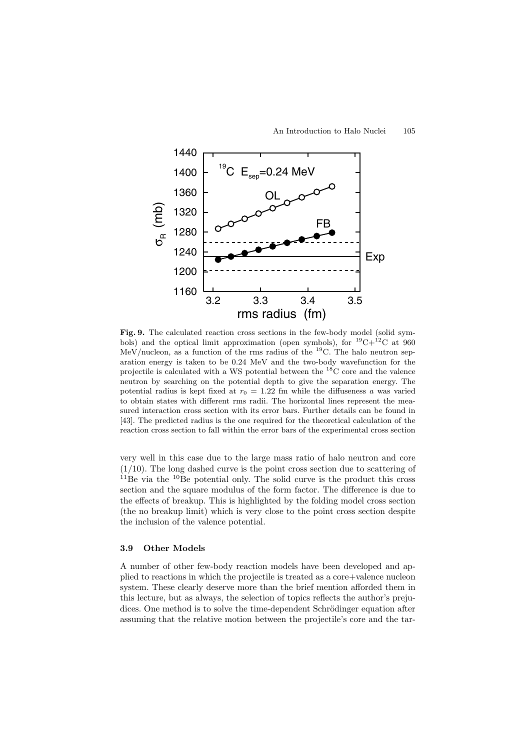**Fig. 9.** The calculated reaction cross sections in the few-body model (solid symbols) and the optical limit approximation (open symbols), for $^{19}$C+$^{12}$C at 960 MeV/nucleon, as a function of the rms radius of the $^{19}$C. The halo neutron separation energy is taken to be 0.24 MeV and the two-body wavefunction for the projectile is calculated with a WS potential between the $^{18}$C core and the valence neutron by searching on the potential depth to give the separation energy. The potential radius is kept fixed at $r_0 = 1.22$ fm while the diffuseness $a$ was varied to obtain states with different rms radii. The horizontal lines represent the measured interaction cross section with its error bars. Further details can be found in [43]. The predicted radius is the one required for the theoretical calculation of the reaction cross section to fall within the error bars of the experimental cross section

very well in this case due to the large mass ratio of halo neutron and core (1/10). The long dashed curve is the point cross section due to scattering of $^{11}$Be via the $^{10}$Be potential only. The solid curve is the product this cross section and the square modulus of the form factor. The difference is due to the effects of breakup. This is highlighted by the folding model cross section (the no breakup limit) which is very close to the point cross section despite the inclusion of the valence potential.

### 3.9 Other Models

A number of other few-body reaction models have been developed and applied to reactions in which the projectile is treated as a core+valence nucleon system. These clearly deserve more than the brief mention afforded them in this lecture, but as always, the selection of topics reflects the author's prejudices. One method is to solve the time-dependent Schrödinger equation after assuming that the relative motion between the projectile's core and the tar-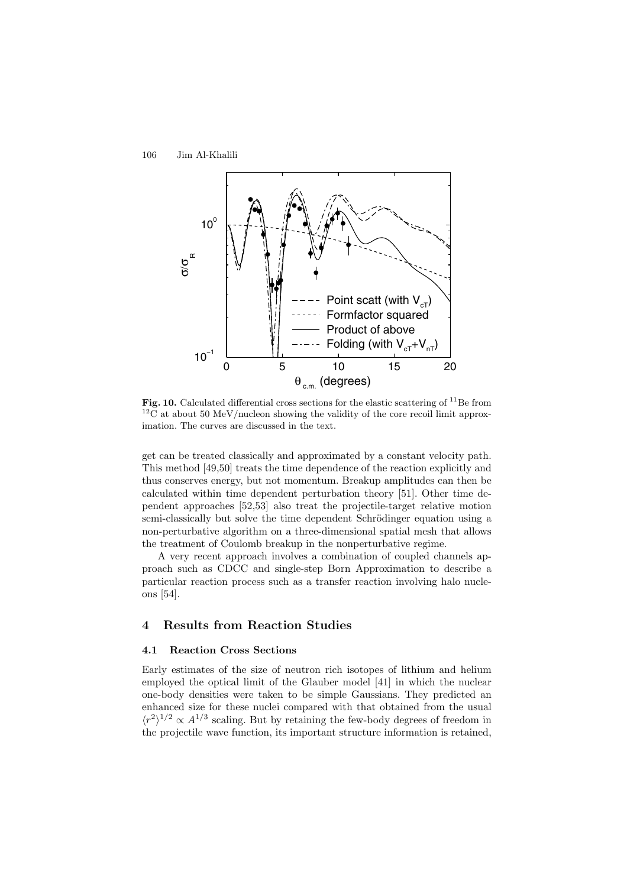**Fig. 10.** Calculated differential cross sections for the elastic scattering of $^{11}$Be from $^{12}$C at about 50 MeV/nucleon showing the validity of the core recoil limit approximation. The curves are discussed in the text.

get can be treated classically and approximated by a constant velocity path. This method [49,50] treats the time dependence of the reaction explicitly and thus conserves energy, but not momentum. Breakup amplitudes can then be calculated within time dependent perturbation theory [51]. Other time dependent approaches [52,53] also treat the projectile-target relative motion semi-classically but solve the time dependent Schrödinger equation using a non-perturbative algorithm on a three-dimensional spatial mesh that allows the treatment of Coulomb breakup in the nonperturbative regime.

A very recent approach involves a combination of coupled channels approach such as CDCC and single-step Born Approximation to describe a particular reaction process such as a transfer reaction involving halo nucleons [54].

## 4 Results from Reaction Studies

### 4.1 Reaction Cross Sections

Early estimates of the size of neutron rich isotopes of lithium and helium employed the optical limit of the Glauber model [41] in which the nuclear one-body densities were taken to be simple Gaussians. They predicted an enhanced size for these nuclei compared with that obtained from the usual $\langle r^2 \rangle^{1/2} \propto A^{1/3}$ scaling. But by retaining the few-body degrees of freedom in the projectile wave function, its important structure information is retained,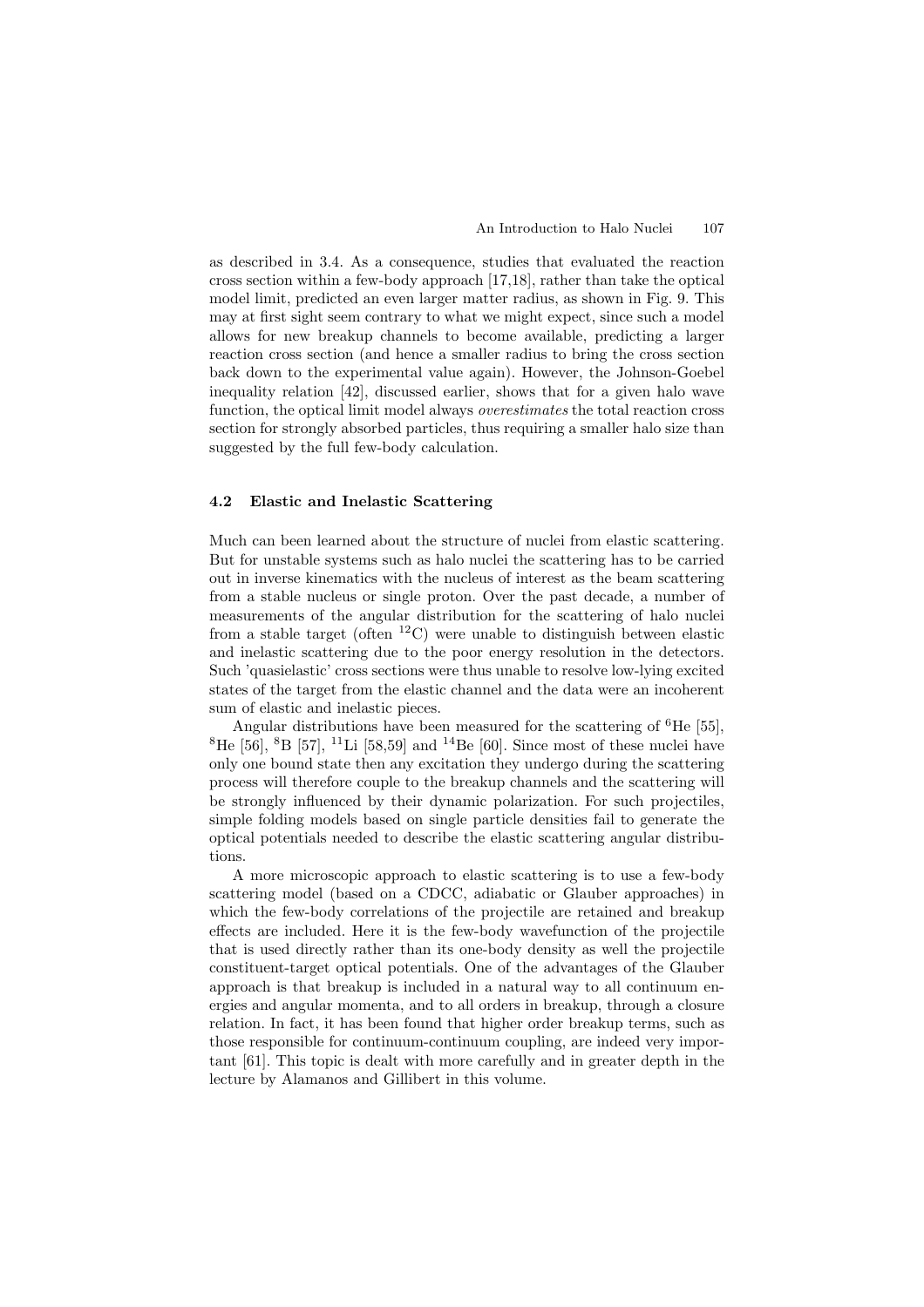as described in 3.4. As a consequence, studies that evaluated the reaction cross section within a few-body approach [17,18], rather than take the optical model limit, predicted an even larger matter radius, as shown in Fig. 9. This may at first sight seem contrary to what we might expect, since such a model allows for new breakup channels to become available, predicting a larger reaction cross section (and hence a smaller radius to bring the cross section back down to the experimental value again). However, the Johnson-Goebel inequality relation [42], discussed earlier, shows that for a given halo wave function, the optical limit model always *overestimates* the total reaction cross section for strongly absorbed particles, thus requiring a smaller halo size than suggested by the full few-body calculation.

### 4.2 Elastic and Inelastic Scattering

Much can been learned about the structure of nuclei from elastic scattering. But for unstable systems such as halo nuclei the scattering has to be carried out in inverse kinematics with the nucleus of interest as the beam scattering from a stable nucleus or single proton. Over the past decade, a number of measurements of the angular distribution for the scattering of halo nuclei from a stable target (often $^{12}$C) were unable to distinguish between elastic and inelastic scattering due to the poor energy resolution in the detectors. Such 'quasielastic' cross sections were thus unable to resolve low-lying excited states of the target from the elastic channel and the data were an incoherent sum of elastic and inelastic pieces.

Angular distributions have been measured for the scattering of $^{6}$He [55], $^{8}$He [56], $^{8}$B [57], $^{11}$Li [58,59] and $^{14}$Be [60]. Since most of these nuclei have only one bound state then any excitation they undergo during the scattering process will therefore couple to the breakup channels and the scattering will be strongly influenced by their dynamic polarization. For such projectiles, simple folding models based on single particle densities fail to generate the optical potentials needed to describe the elastic scattering angular distributions.

A more microscopic approach to elastic scattering is to use a few-body scattering model (based on a CDCC, adiabatic or Glauber approaches) in which the few-body correlations of the projectile are retained and breakup effects are included. Here it is the few-body wavefunction of the projectile that is used directly rather than its one-body density as well the projectile constituent-target optical potentials. One of the advantages of the Glauber approach is that breakup is included in a natural way to all continuum energies and angular momenta, and to all orders in breakup, through a closure relation. In fact, it has been found that higher order breakup terms, such as those responsible for continuum-continuum coupling, are indeed very important [61]. This topic is dealt with more carefully and in greater depth in the lecture by Alamanos and Gillibert in this volume.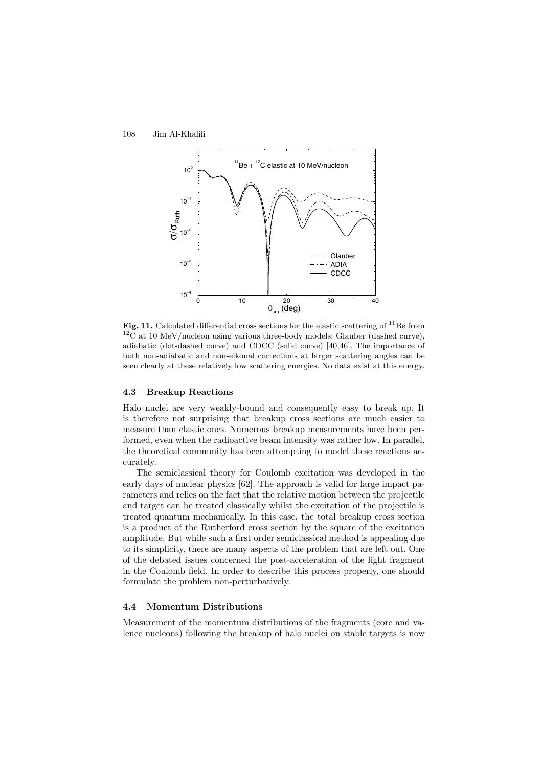**Fig. 11.** Calculated differential cross sections for the elastic scattering of $^{11}$Be from $^{12}$C at 10 MeV/nucleon using various three-body models: Glauber (dashed curve), adiabatic (dot-dashed curve) and CDCC (solid curve) [40,46]. The importance of both non-adiabatic and non-eikonal corrections at larger scattering angles can be seen clearly at these relatively low scattering energies. No data exist at this energy.

### 4.3 Breakup Reactions

Halo nuclei are very weakly-bound and consequently easy to break up. It is therefore not surprising that breakup cross sections are much easier to measure than elastic ones. Numerous breakup measurements have been performed, even when the radioactive beam intensity was rather low. In parallel, the theoretical community has been attempting to model these reactions accurately.

The semiclassical theory for Coulomb excitation was developed in the early days of nuclear physics [62]. The approach is valid for large impact parameters and relies on the fact that the relative motion between the projectile and target can be treated classically whilst the excitation of the projectile is treated quantum mechanically. In this case, the total breakup cross section is a product of the Rutherford cross section by the square of the excitation amplitude. But while such a first order semiclassical method is appealing due to its simplicity, there are many aspects of the problem that are left out. One of the debated issues concerned the post-acceleration of the light fragment in the Coulomb field. In order to describe this process properly, one should formulate the problem non-perturbatively.

### 4.4 Momentum Distributions

Measurement of the momentum distributions of the fragments (core and valence nucleons) following the breakup of halo nuclei on stable targets is now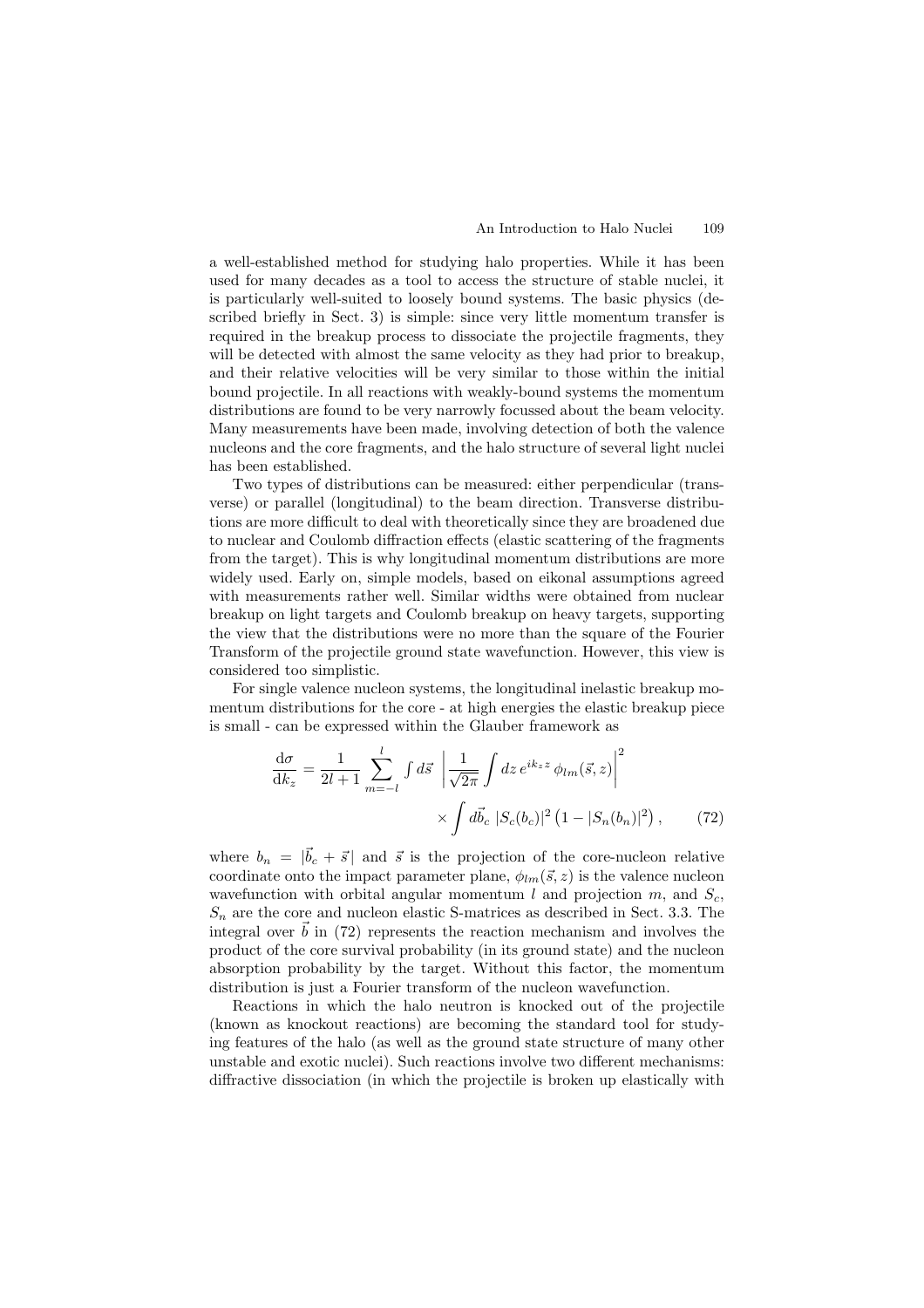a well-established method for studying halo properties. While it has been used for many decades as a tool to access the structure of stable nuclei, it is particularly well-suited to loosely bound systems. The basic physics (described briefly in Sect. 3) is simple: since very little momentum transfer is required in the breakup process to dissociate the projectile fragments, they will be detected with almost the same velocity as they had prior to breakup, and their relative velocities will be very similar to those within the initial bound projectile. In all reactions with weakly-bound systems the momentum distributions are found to be very narrowly focussed about the beam velocity. Many measurements have been made, involving detection of both the valence nucleons and the core fragments, and the halo structure of several light nuclei has been established.

Two types of distributions can be measured: either perpendicular (transverse) or parallel (longitudinal) to the beam direction. Transverse distributions are more difficult to deal with theoretically since they are broadened due to nuclear and Coulomb diffraction effects (elastic scattering of the fragments from the target). This is why longitudinal momentum distributions are more widely used. Early on, simple models, based on eikonal assumptions agreed with measurements rather well. Similar widths were obtained from nuclear breakup on light targets and Coulomb breakup on heavy targets, supporting the view that the distributions were no more than the square of the Fourier Transform of the projectile ground state wavefunction. However, this view is considered too simplistic.

For single valence nucleon systems, the longitudinal inelastic breakup momentum distributions for the core - at high energies the elastic breakup piece is small - can be expressed within the Glauber framework as

$$\frac{\mathrm{d}\sigma}{\mathrm{d}k_z} = \frac{1}{2l+1} \sum_{m=-l}^{l} \int d\vec{s} \; \left| \frac{1}{\sqrt{2\pi}} \int dz\, e^{ik_z z}\, \phi_{lm}(\vec{s}, z) \right|^2 \times \int d\vec{b}_c \; |S_c(b_c)|^2 \left(1 - |S_n(b_n)|^2\right) , \qquad (72)$$

where $b_n = |\vec{b}_c + \vec{s}\,|$ and $\vec{s}$ is the projection of the core-nucleon relative coordinate onto the impact parameter plane, $\phi_{lm}(\vec{s}, z)$ is the valence nucleon wavefunction with orbital angular momentum $l$ and projection $m$, and $S_c$, $S_n$ are the core and nucleon elastic S-matrices as described in Sect. 3.3. The integral over $\vec{b}$ in (72) represents the reaction mechanism and involves the product of the core survival probability (in its ground state) and the nucleon absorption probability by the target. Without this factor, the momentum distribution is just a Fourier transform of the nucleon wavefunction.

Reactions in which the halo neutron is knocked out of the projectile (known as knockout reactions) are becoming the standard tool for studying features of the halo (as well as the ground state structure of many other unstable and exotic nuclei). Such reactions involve two different mechanisms: diffractive dissociation (in which the projectile is broken up elastically with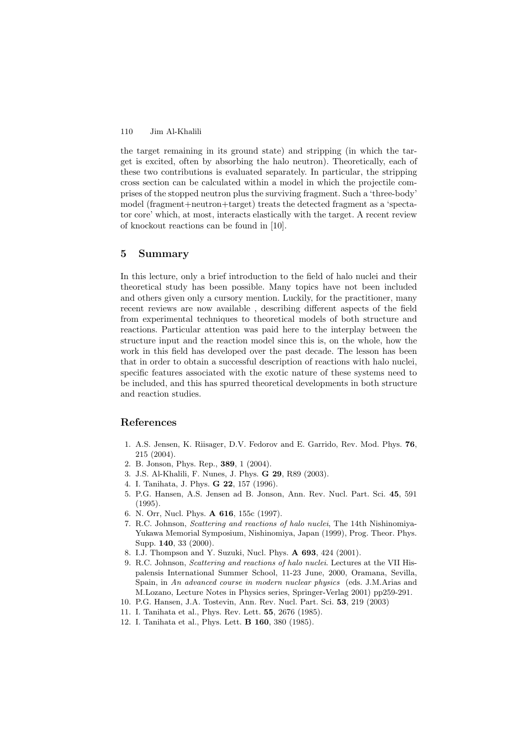the target remaining in its ground state) and stripping (in which the target is excited, often by absorbing the halo neutron). Theoretically, each of these two contributions is evaluated separately. In particular, the stripping cross section can be calculated within a model in which the projectile comprises of the stopped neutron plus the surviving fragment. Such a 'three-body' model (fragment+neutron+target) treats the detected fragment as a 'spectator core' which, at most, interacts elastically with the target. A recent review of knockout reactions can be found in [10].

## 5 Summary

In this lecture, only a brief introduction to the field of halo nuclei and their theoretical study has been possible. Many topics have not been included and others given only a cursory mention. Luckily, for the practitioner, many recent reviews are now available , describing different aspects of the field from experimental techniques to theoretical models of both structure and reactions. Particular attention was paid here to the interplay between the structure input and the reaction model since this is, on the whole, how the work in this field has developed over the past decade. The lesson has been that in order to obtain a successful description of reactions with halo nuclei, specific features associated with the exotic nature of these systems need to be included, and this has spurred theoretical developments in both structure and reaction studies.

## References

1. A.S. Jensen, K. Riisager, D.V. Fedorov and E. Garrido, Rev. Mod. Phys. **76**, 215 (2004).
2. B. Jonson, Phys. Rep., **389**, 1 (2004).
3. J.S. Al-Khalili, F. Nunes, J. Phys. **G 29**, R89 (2003).
4. I. Tanihata, J. Phys. **G 22**, 157 (1996).
5. P.G. Hansen, A.S. Jensen ad B. Jonson, Ann. Rev. Nucl. Part. Sci. **45**, 591 (1995).
6. N. Orr, Nucl. Phys. **A 616**, 155c (1997).
7. R.C. Johnson, *Scattering and reactions of halo nuclei*, The 14th Nishinomiya-Yukawa Memorial Symposium, Nishinomiya, Japan (1999), Prog. Theor. Phys. Supp. **140**, 33 (2000).
8. I.J. Thompson and Y. Suzuki, Nucl. Phys. **A 693**, 424 (2001).
9. R.C. Johnson, *Scattering and reactions of halo nuclei*. Lectures at the VII Hispalensis International Summer School, 11-23 June, 2000, Oramana, Sevilla, Spain, in *An advanced course in modern nuclear physics* (eds. J.M.Arias and M.Lozano, Lecture Notes in Physics series, Springer-Verlag 2001) pp259-291.
10. P.G. Hansen, J.A. Tostevin, Ann. Rev. Nucl. Part. Sci. **53**, 219 (2003)
11. I. Tanihata et al., Phys. Rev. Lett. **55**, 2676 (1985).
12. I. Tanihata et al., Phys. Lett. **B 160**, 380 (1985).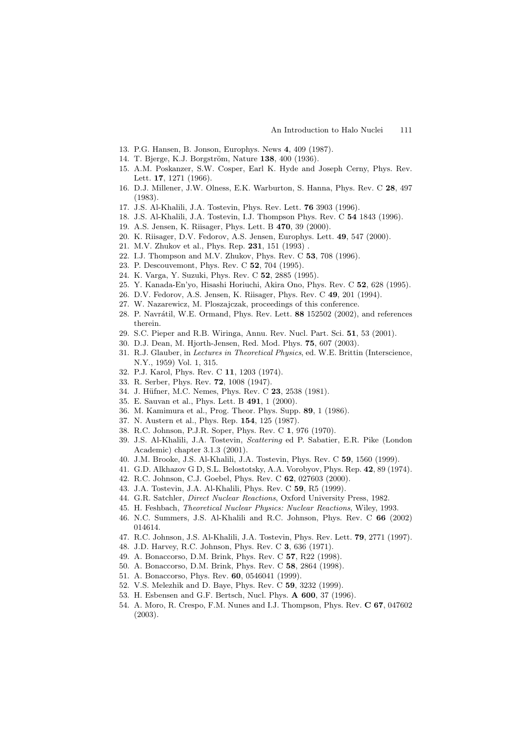13. P.G. Hansen, B. Jonson, Europhys. News **4**, 409 (1987).
14. T. Bjerge, K.J. Borgström, Nature **138**, 400 (1936).
15. A.M. Poskanzer, S.W. Cosper, Earl K. Hyde and Joseph Cerny, Phys. Rev. Lett. **17**, 1271 (1966).
16. D.J. Millener, J.W. Olness, E.K. Warburton, S. Hanna, Phys. Rev. C **28**, 497 (1983).
17. J.S. Al-Khalili, J.A. Tostevin, Phys. Rev. Lett. **76** 3903 (1996).
18. J.S. Al-Khalili, J.A. Tostevin, I.J. Thompson Phys. Rev. C **54** 1843 (1996).
19. A.S. Jensen, K. Riisager, Phys. Lett. B **470**, 39 (2000).
20. K. Riisager, D.V. Fedorov, A.S. Jensen, Europhys. Lett. **49**, 547 (2000).
21. M.V. Zhukov et al., Phys. Rep. **231**, 151 (1993) .
22. I.J. Thompson and M.V. Zhukov, Phys. Rev. C **53**, 708 (1996).
23. P. Descouvemont, Phys. Rev. C **52**, 704 (1995).
24. K. Varga, Y. Suzuki, Phys. Rev. C **52**, 2885 (1995).
25. Y. Kanada-En'yo, Hisashi Horiuchi, Akira Ono, Phys. Rev. C **52**, 628 (1995).
26. D.V. Fedorov, A.S. Jensen, K. Riisager, Phys. Rev. C **49**, 201 (1994).
27. W. Nazarewicz, M. Ploszajczak, proceedings of this conference.
28. P. Navrátil, W.E. Ormand, Phys. Rev. Lett. **88** 152502 (2002), and references therein.
29. S.C. Pieper and R.B. Wiringa, Annu. Rev. Nucl. Part. Sci. **51**, 53 (2001).
30. D.J. Dean, M. Hjorth-Jensen, Red. Mod. Phys. **75**, 607 (2003).
31. R.J. Glauber, in *Lectures in Theoretical Physics*, ed. W.E. Brittin (Interscience, N.Y., 1959) Vol. 1, 315.
32. P.J. Karol, Phys. Rev. C **11**, 1203 (1974).
33. R. Serber, Phys. Rev. **72**, 1008 (1947).
34. J. Hüfner, M.C. Nemes, Phys. Rev. C **23**, 2538 (1981).
35. E. Sauvan et al., Phys. Lett. B **491**, 1 (2000).
36. M. Kamimura et al., Prog. Theor. Phys. Supp. **89**, 1 (1986).
37. N. Austern et al., Phys. Rep. **154**, 125 (1987).
38. R.C. Johnson, P.J.R. Soper, Phys. Rev. C **1**, 976 (1970).
39. J.S. Al-Khalili, J.A. Tostevin, *Scattering* ed P. Sabatier, E.R. Pike (London Academic) chapter 3.1.3 (2001).
40. J.M. Brooke, J.S. Al-Khalili, J.A. Tostevin, Phys. Rev. C **59**, 1560 (1999).
41. G.D. Alkhazov G D, S.L. Belostotsky, A.A. Vorobyov, Phys. Rep. **42**, 89 (1974).
42. R.C. Johnson, C.J. Goebel, Phys. Rev. C **62**, 027603 (2000).
43. J.A. Tostevin, J.A. Al-Khalili, Phys. Rev. C **59**, R5 (1999).
44. G.R. Satchler, *Direct Nuclear Reactions*, Oxford University Press, 1982.
45. H. Feshbach, *Theoretical Nuclear Physics: Nuclear Reactions*, Wiley, 1993.
46. N.C. Summers, J.S. Al-Khalili and R.C. Johnson, Phys. Rev. C **66** (2002) 014614.
47. R.C. Johnson, J.S. Al-Khalili, J.A. Tostevin, Phys. Rev. Lett. **79**, 2771 (1997).
48. J.D. Harvey, R.C. Johnson, Phys. Rev. C **3**, 636 (1971).
49. A. Bonaccorso, D.M. Brink, Phys. Rev. C **57**, R22 (1998).
50. A. Bonaccorso, D.M. Brink, Phys. Rev. C **58**, 2864 (1998).
51. A. Bonaccorso, Phys. Rev. **60**, 0546041 (1999).
52. V.S. Melezhik and D. Baye, Phys. Rev. C **59**, 3232 (1999).
53. H. Esbensen and G.F. Bertsch, Nucl. Phys. **A 600**, 37 (1996).
54. A. Moro, R. Crespo, F.M. Nunes and I.J. Thompson, Phys. Rev. **C 67**, 047602 (2003).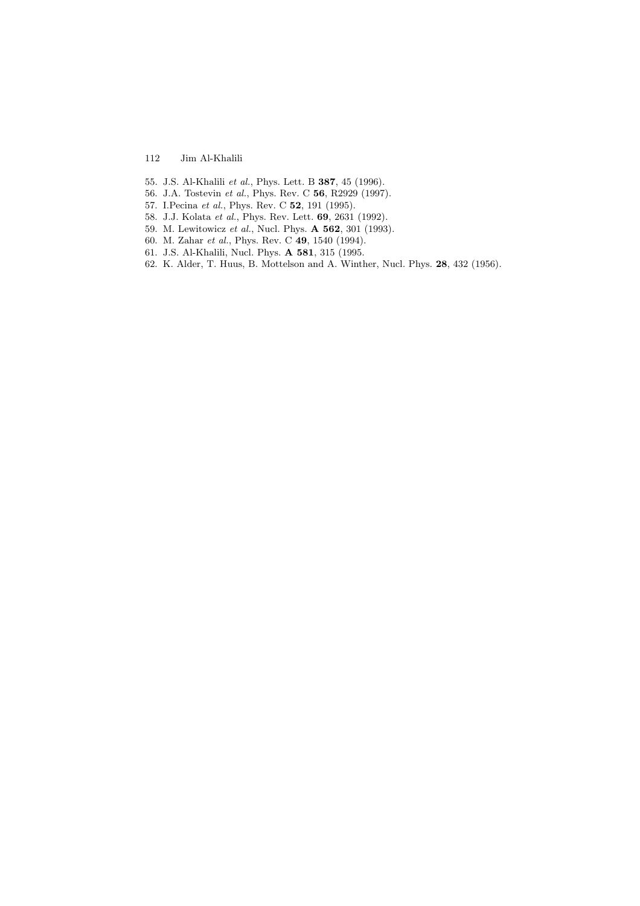55. J.S. Al-Khalili *et al.*, Phys. Lett. B **387**, 45 (1996).
56. J.A. Tostevin *et al.*, Phys. Rev. C **56**, R2929 (1997).
57. I.Pecina *et al.*, Phys. Rev. C **52**, 191 (1995).
58. J.J. Kolata *et al.*, Phys. Rev. Lett. **69**, 2631 (1992).
59. M. Lewitowicz *et al.*, Nucl. Phys. **A 562**, 301 (1993).
60. M. Zahar *et al.*, Phys. Rev. C **49**, 1540 (1994).
61. J.S. Al-Khalili, Nucl. Phys. **A 581**, 315 (1995.
62. K. Alder, T. Huus, B. Mottelson and A. Winther, Nucl. Phys. **28**, 432 (1956).